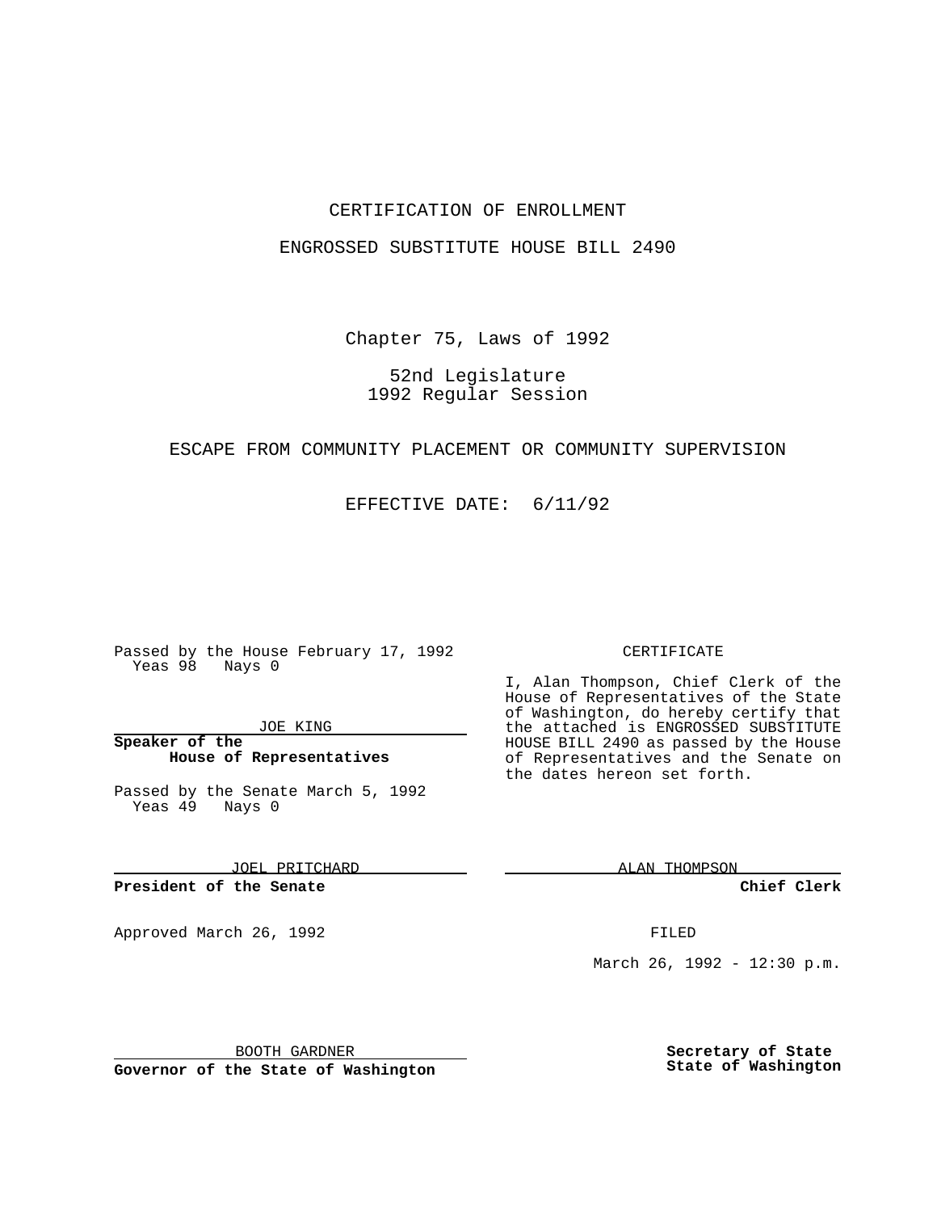CERTIFICATION OF ENROLLMENT

ENGROSSED SUBSTITUTE HOUSE BILL 2490

Chapter 75, Laws of 1992

52nd Legislature
1992 Regular Session

ESCAPE FROM COMMUNITY PLACEMENT OR COMMUNITY SUPERVISION

EFFECTIVE DATE: 6/11/92

Passed by the House February 17, 1992
Yeas 98 Nays 0

JOE KING

**Speaker of the House of Representatives**

Passed by the Senate March 5, 1992
Yeas 49 Nays 0

JOEL PRITCHARD

**President of the Senate**

Approved March 26, 1992

BOOTH GARDNER

**Governor of the State of Washington**

CERTIFICATE

I, Alan Thompson, Chief Clerk of the House of Representatives of the State of Washington, do hereby certify that the attached is ENGROSSED SUBSTITUTE HOUSE BILL 2490 as passed by the House of Representatives and the Senate on the dates hereon set forth.

ALAN THOMPSON

**Chief Clerk**

FILED

March 26, 1992 - 12:30 p.m.

**Secretary of State**
**State of Washington**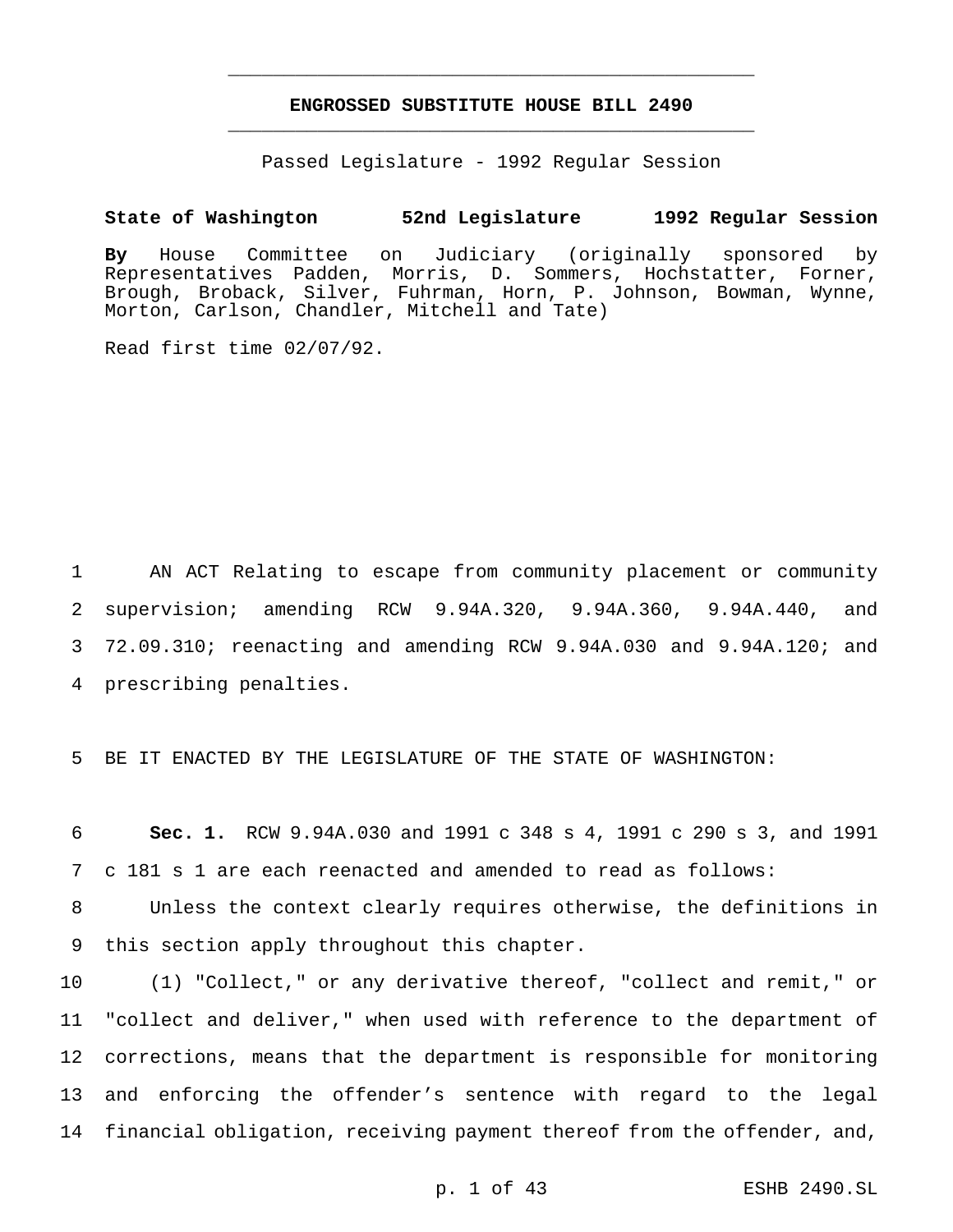# ENGROSSED SUBSTITUTE HOUSE BILL 2490

Passed Legislature - 1992 Regular Session

**State of Washington 52nd Legislature 1992 Regular Session**

**By** House Committee on Judiciary (originally sponsored by Representatives Padden, Morris, D. Sommers, Hochstatter, Forner, Brough, Broback, Silver, Fuhrman, Horn, P. Johnson, Bowman, Wynne, Morton, Carlson, Chandler, Mitchell and Tate)

Read first time 02/07/92.

AN ACT Relating to escape from community placement or community supervision; amending RCW 9.94A.320, 9.94A.360, 9.94A.440, and 72.09.310; reenacting and amending RCW 9.94A.030 and 9.94A.120; and prescribing penalties.

BE IT ENACTED BY THE LEGISLATURE OF THE STATE OF WASHINGTON:

**Sec. 1.** RCW 9.94A.030 and 1991 c 348 s 4, 1991 c 290 s 3, and 1991 c 181 s 1 are each reenacted and amended to read as follows:

Unless the context clearly requires otherwise, the definitions in this section apply throughout this chapter.

(1) "Collect," or any derivative thereof, "collect and remit," or "collect and deliver," when used with reference to the department of corrections, means that the department is responsible for monitoring and enforcing the offender's sentence with regard to the legal financial obligation, receiving payment thereof from the offender, and,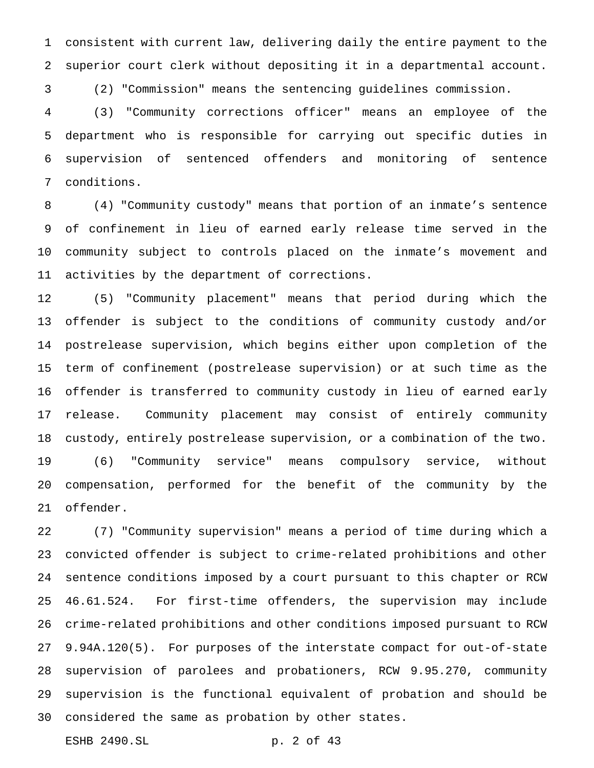consistent with current law, delivering daily the entire payment to the superior court clerk without depositing it in a departmental account.

(2) "Commission" means the sentencing guidelines commission.

(3) "Community corrections officer" means an employee of the department who is responsible for carrying out specific duties in supervision of sentenced offenders and monitoring of sentence conditions.

(4) "Community custody" means that portion of an inmate's sentence of confinement in lieu of earned early release time served in the community subject to controls placed on the inmate's movement and activities by the department of corrections.

(5) "Community placement" means that period during which the offender is subject to the conditions of community custody and/or postrelease supervision, which begins either upon completion of the term of confinement (postrelease supervision) or at such time as the offender is transferred to community custody in lieu of earned early release. Community placement may consist of entirely community custody, entirely postrelease supervision, or a combination of the two.

(6) "Community service" means compulsory service, without compensation, performed for the benefit of the community by the offender.

(7) "Community supervision" means a period of time during which a convicted offender is subject to crime-related prohibitions and other sentence conditions imposed by a court pursuant to this chapter or RCW 46.61.524. For first-time offenders, the supervision may include crime-related prohibitions and other conditions imposed pursuant to RCW 9.94A.120(5). For purposes of the interstate compact for out-of-state supervision of parolees and probationers, RCW 9.95.270, community supervision is the functional equivalent of probation and should be considered the same as probation by other states.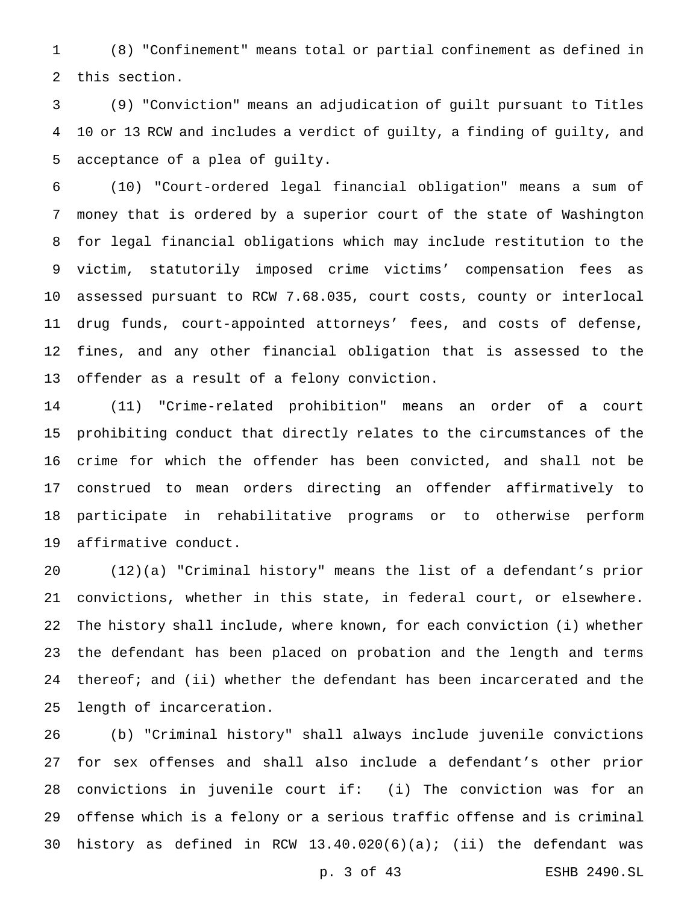(8) "Confinement" means total or partial confinement as defined in this section.

(9) "Conviction" means an adjudication of guilt pursuant to Titles 10 or 13 RCW and includes a verdict of guilty, a finding of guilty, and acceptance of a plea of guilty.

(10) "Court-ordered legal financial obligation" means a sum of money that is ordered by a superior court of the state of Washington for legal financial obligations which may include restitution to the victim, statutorily imposed crime victims' compensation fees as assessed pursuant to RCW 7.68.035, court costs, county or interlocal drug funds, court-appointed attorneys' fees, and costs of defense, fines, and any other financial obligation that is assessed to the offender as a result of a felony conviction.

(11) "Crime-related prohibition" means an order of a court prohibiting conduct that directly relates to the circumstances of the crime for which the offender has been convicted, and shall not be construed to mean orders directing an offender affirmatively to participate in rehabilitative programs or to otherwise perform affirmative conduct.

(12)(a) "Criminal history" means the list of a defendant's prior convictions, whether in this state, in federal court, or elsewhere. The history shall include, where known, for each conviction (i) whether the defendant has been placed on probation and the length and terms thereof; and (ii) whether the defendant has been incarcerated and the length of incarceration.

(b) "Criminal history" shall always include juvenile convictions for sex offenses and shall also include a defendant's other prior convictions in juvenile court if: (i) The conviction was for an offense which is a felony or a serious traffic offense and is criminal history as defined in RCW 13.40.020(6)(a); (ii) the defendant was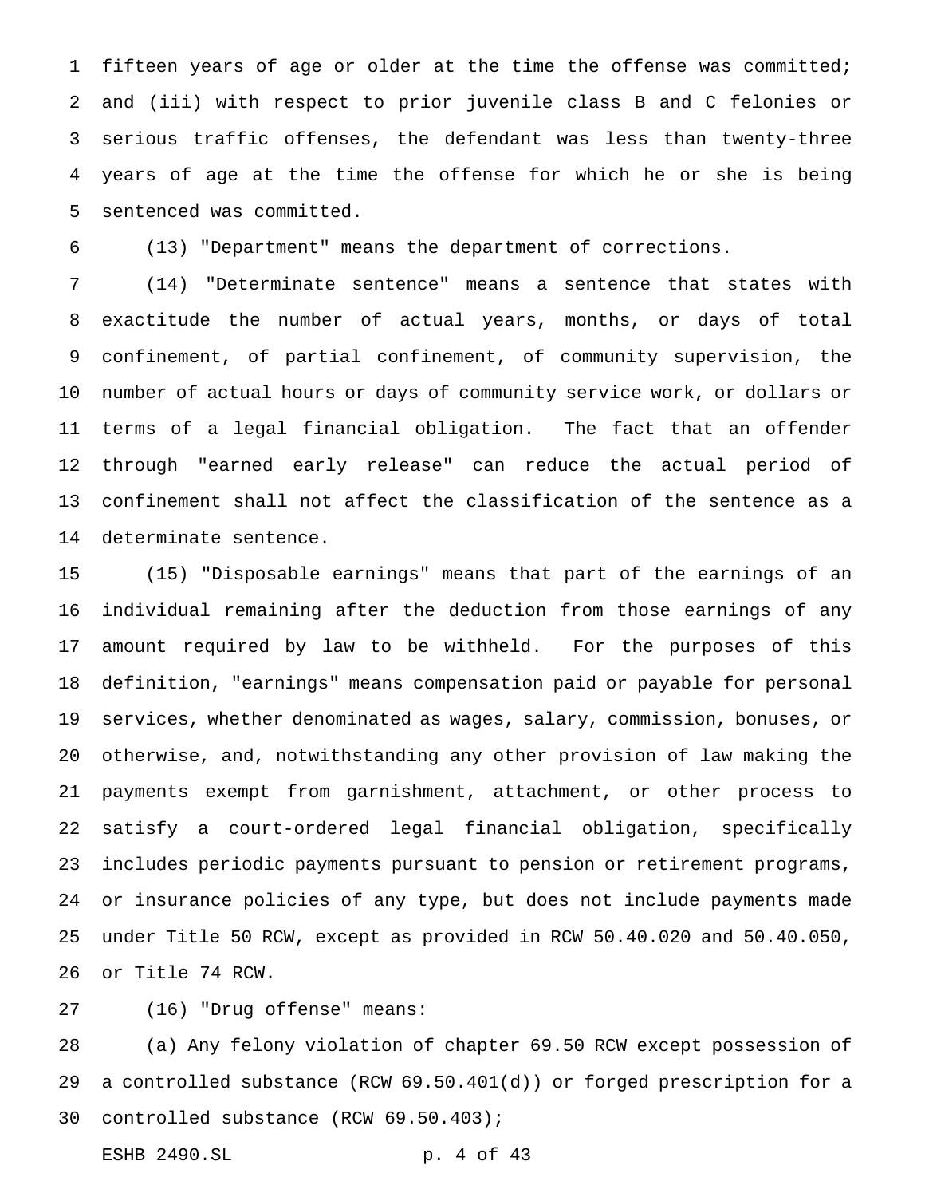fifteen years of age or older at the time the offense was committed; and (iii) with respect to prior juvenile class B and C felonies or serious traffic offenses, the defendant was less than twenty-three years of age at the time the offense for which he or she is being sentenced was committed.

(13) "Department" means the department of corrections.

(14) "Determinate sentence" means a sentence that states with exactitude the number of actual years, months, or days of total confinement, of partial confinement, of community supervision, the number of actual hours or days of community service work, or dollars or terms of a legal financial obligation. The fact that an offender through "earned early release" can reduce the actual period of confinement shall not affect the classification of the sentence as a determinate sentence.

(15) "Disposable earnings" means that part of the earnings of an individual remaining after the deduction from those earnings of any amount required by law to be withheld. For the purposes of this definition, "earnings" means compensation paid or payable for personal services, whether denominated as wages, salary, commission, bonuses, or otherwise, and, notwithstanding any other provision of law making the payments exempt from garnishment, attachment, or other process to satisfy a court-ordered legal financial obligation, specifically includes periodic payments pursuant to pension or retirement programs, or insurance policies of any type, but does not include payments made under Title 50 RCW, except as provided in RCW 50.40.020 and 50.40.050, or Title 74 RCW.

(16) "Drug offense" means:

(a) Any felony violation of chapter 69.50 RCW except possession of a controlled substance (RCW 69.50.401(d)) or forged prescription for a controlled substance (RCW 69.50.403);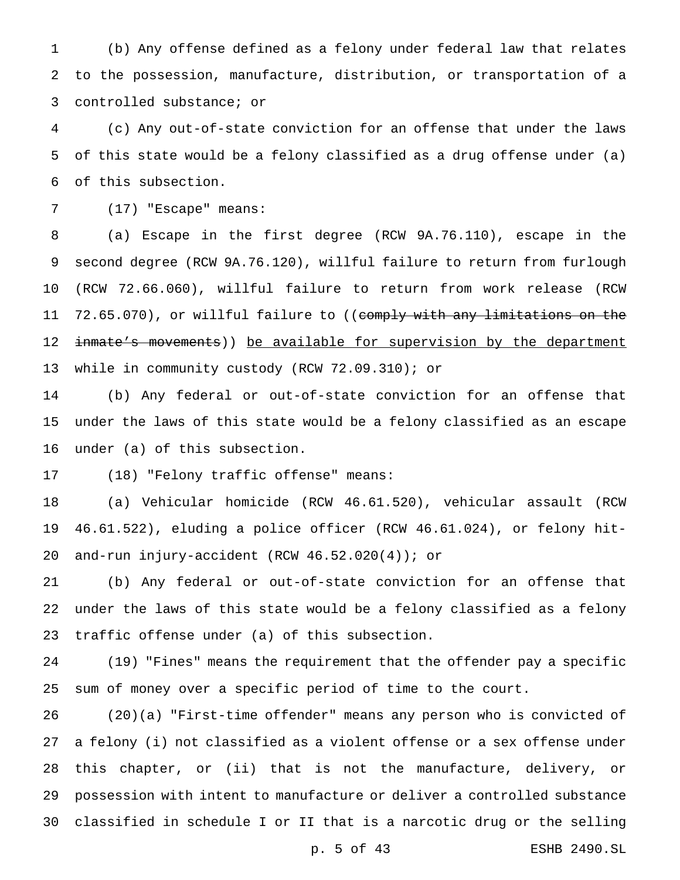(b) Any offense defined as a felony under federal law that relates to the possession, manufacture, distribution, or transportation of a controlled substance; or

(c) Any out-of-state conviction for an offense that under the laws of this state would be a felony classified as a drug offense under (a) of this subsection.

(17) "Escape" means:

(a) Escape in the first degree (RCW 9A.76.110), escape in the second degree (RCW 9A.76.120), willful failure to return from furlough (RCW 72.66.060), willful failure to return from work release (RCW 72.65.070), or willful failure to ((~~comply with any limitations on the inmate's movements~~)) <u>be available for supervision by the department</u> while in community custody (RCW 72.09.310); or

(b) Any federal or out-of-state conviction for an offense that under the laws of this state would be a felony classified as an escape under (a) of this subsection.

(18) "Felony traffic offense" means:

(a) Vehicular homicide (RCW 46.61.520), vehicular assault (RCW 46.61.522), eluding a police officer (RCW 46.61.024), or felony hit-and-run injury-accident (RCW 46.52.020(4)); or

(b) Any federal or out-of-state conviction for an offense that under the laws of this state would be a felony classified as a felony traffic offense under (a) of this subsection.

(19) "Fines" means the requirement that the offender pay a specific sum of money over a specific period of time to the court.

(20)(a) "First-time offender" means any person who is convicted of a felony (i) not classified as a violent offense or a sex offense under this chapter, or (ii) that is not the manufacture, delivery, or possession with intent to manufacture or deliver a controlled substance classified in schedule I or II that is a narcotic drug or the selling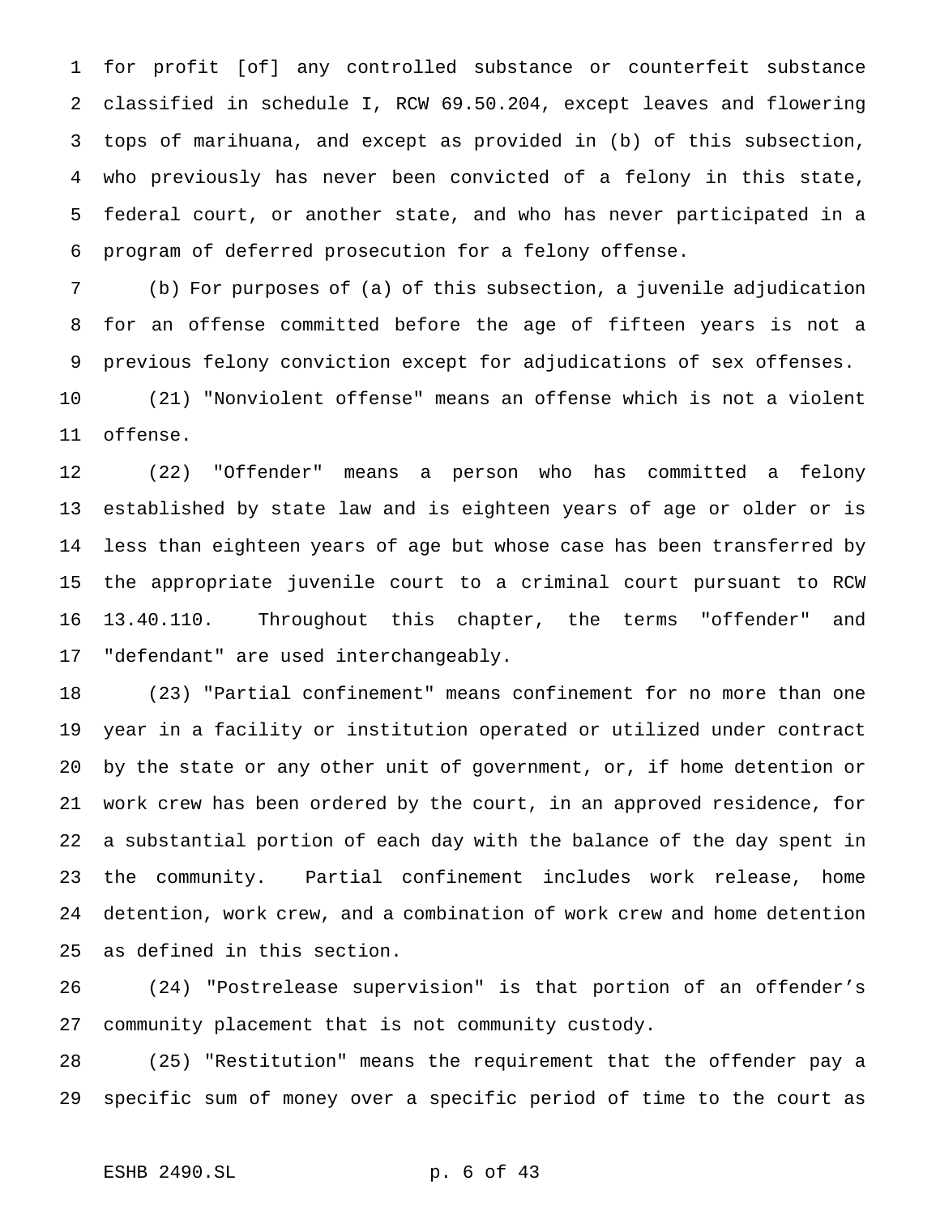for profit [of] any controlled substance or counterfeit substance classified in schedule I, RCW 69.50.204, except leaves and flowering tops of marihuana, and except as provided in (b) of this subsection, who previously has never been convicted of a felony in this state, federal court, or another state, and who has never participated in a program of deferred prosecution for a felony offense.

(b) For purposes of (a) of this subsection, a juvenile adjudication for an offense committed before the age of fifteen years is not a previous felony conviction except for adjudications of sex offenses.

(21) "Nonviolent offense" means an offense which is not a violent offense.

(22) "Offender" means a person who has committed a felony established by state law and is eighteen years of age or older or is less than eighteen years of age but whose case has been transferred by the appropriate juvenile court to a criminal court pursuant to RCW 13.40.110. Throughout this chapter, the terms "offender" and "defendant" are used interchangeably.

(23) "Partial confinement" means confinement for no more than one year in a facility or institution operated or utilized under contract by the state or any other unit of government, or, if home detention or work crew has been ordered by the court, in an approved residence, for a substantial portion of each day with the balance of the day spent in the community. Partial confinement includes work release, home detention, work crew, and a combination of work crew and home detention as defined in this section.

(24) "Postrelease supervision" is that portion of an offender's community placement that is not community custody.

(25) "Restitution" means the requirement that the offender pay a specific sum of money over a specific period of time to the court as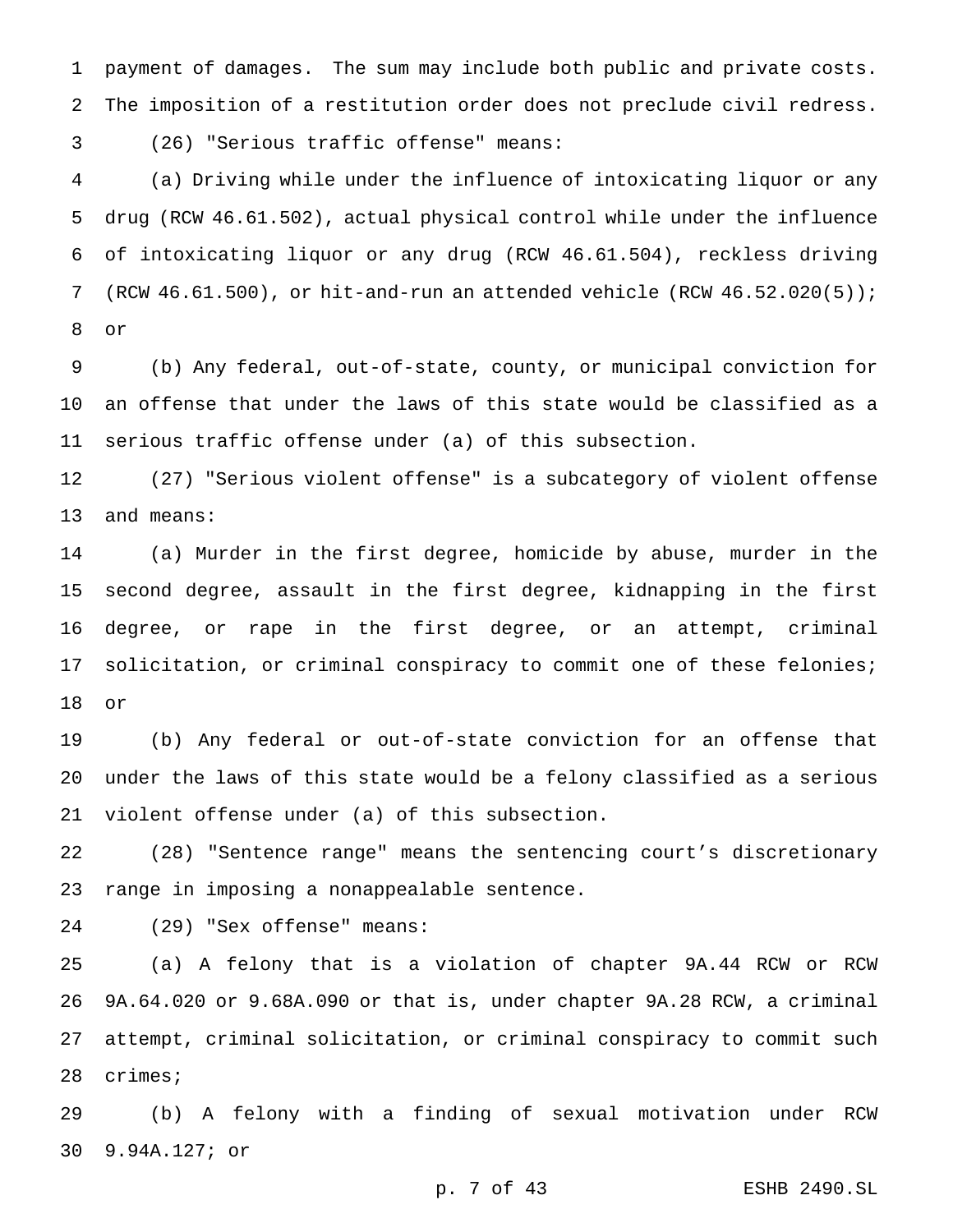payment of damages. The sum may include both public and private costs. The imposition of a restitution order does not preclude civil redress.

(26) "Serious traffic offense" means:

(a) Driving while under the influence of intoxicating liquor or any drug (RCW 46.61.502), actual physical control while under the influence of intoxicating liquor or any drug (RCW 46.61.504), reckless driving (RCW 46.61.500), or hit-and-run an attended vehicle (RCW 46.52.020(5)); or

(b) Any federal, out-of-state, county, or municipal conviction for an offense that under the laws of this state would be classified as a serious traffic offense under (a) of this subsection.

(27) "Serious violent offense" is a subcategory of violent offense and means:

(a) Murder in the first degree, homicide by abuse, murder in the second degree, assault in the first degree, kidnapping in the first degree, or rape in the first degree, or an attempt, criminal solicitation, or criminal conspiracy to commit one of these felonies; or

(b) Any federal or out-of-state conviction for an offense that under the laws of this state would be a felony classified as a serious violent offense under (a) of this subsection.

(28) "Sentence range" means the sentencing court's discretionary range in imposing a nonappealable sentence.

(29) "Sex offense" means:

(a) A felony that is a violation of chapter 9A.44 RCW or RCW 9A.64.020 or 9.68A.090 or that is, under chapter 9A.28 RCW, a criminal attempt, criminal solicitation, or criminal conspiracy to commit such crimes;

(b) A felony with a finding of sexual motivation under RCW 9.94A.127; or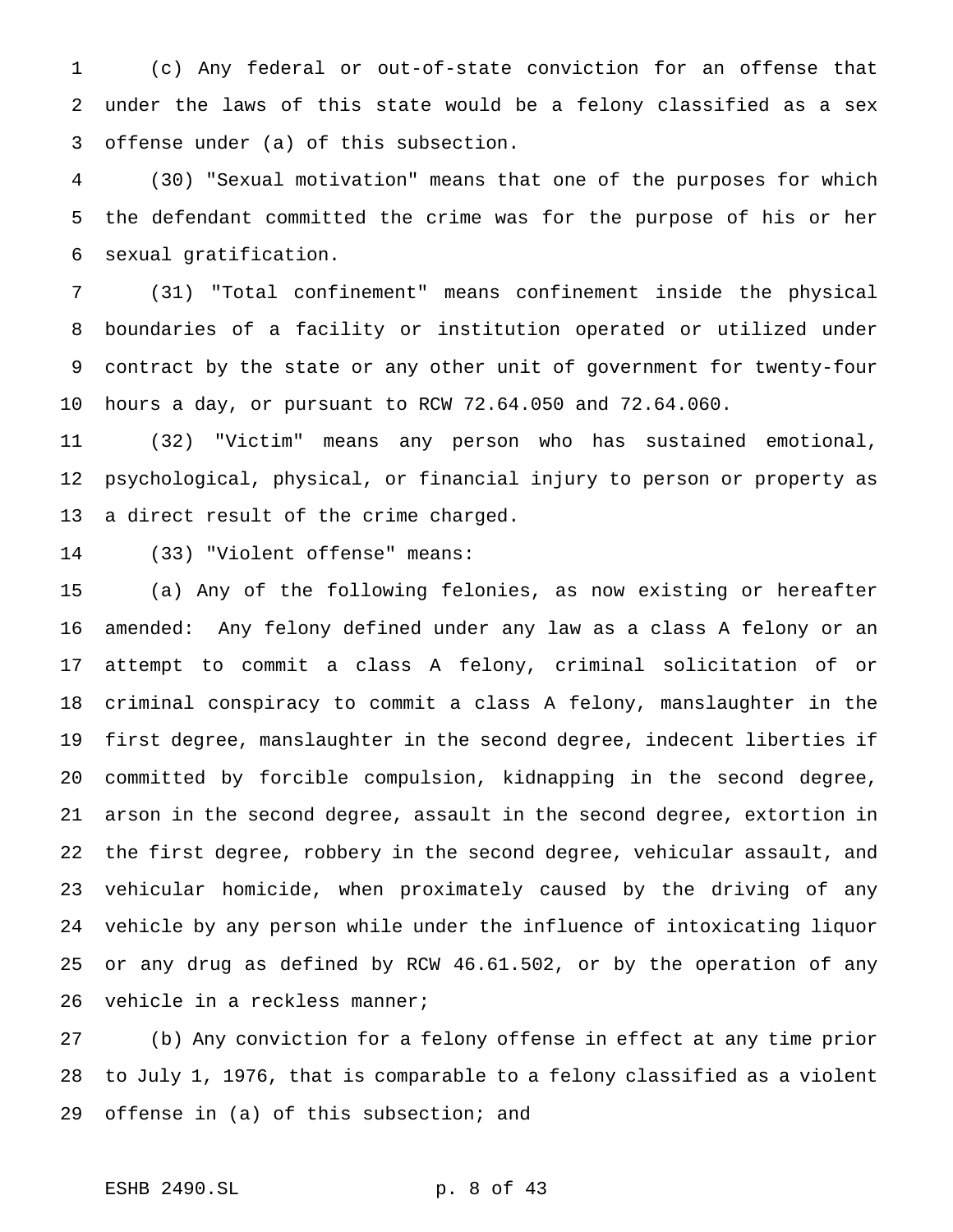(c) Any federal or out-of-state conviction for an offense that under the laws of this state would be a felony classified as a sex offense under (a) of this subsection.

(30) "Sexual motivation" means that one of the purposes for which the defendant committed the crime was for the purpose of his or her sexual gratification.

(31) "Total confinement" means confinement inside the physical boundaries of a facility or institution operated or utilized under contract by the state or any other unit of government for twenty-four hours a day, or pursuant to RCW 72.64.050 and 72.64.060.

(32) "Victim" means any person who has sustained emotional, psychological, physical, or financial injury to person or property as a direct result of the crime charged.

(33) "Violent offense" means:

(a) Any of the following felonies, as now existing or hereafter amended: Any felony defined under any law as a class A felony or an attempt to commit a class A felony, criminal solicitation of or criminal conspiracy to commit a class A felony, manslaughter in the first degree, manslaughter in the second degree, indecent liberties if committed by forcible compulsion, kidnapping in the second degree, arson in the second degree, assault in the second degree, extortion in the first degree, robbery in the second degree, vehicular assault, and vehicular homicide, when proximately caused by the driving of any vehicle by any person while under the influence of intoxicating liquor or any drug as defined by RCW 46.61.502, or by the operation of any vehicle in a reckless manner;

(b) Any conviction for a felony offense in effect at any time prior to July 1, 1976, that is comparable to a felony classified as a violent offense in (a) of this subsection; and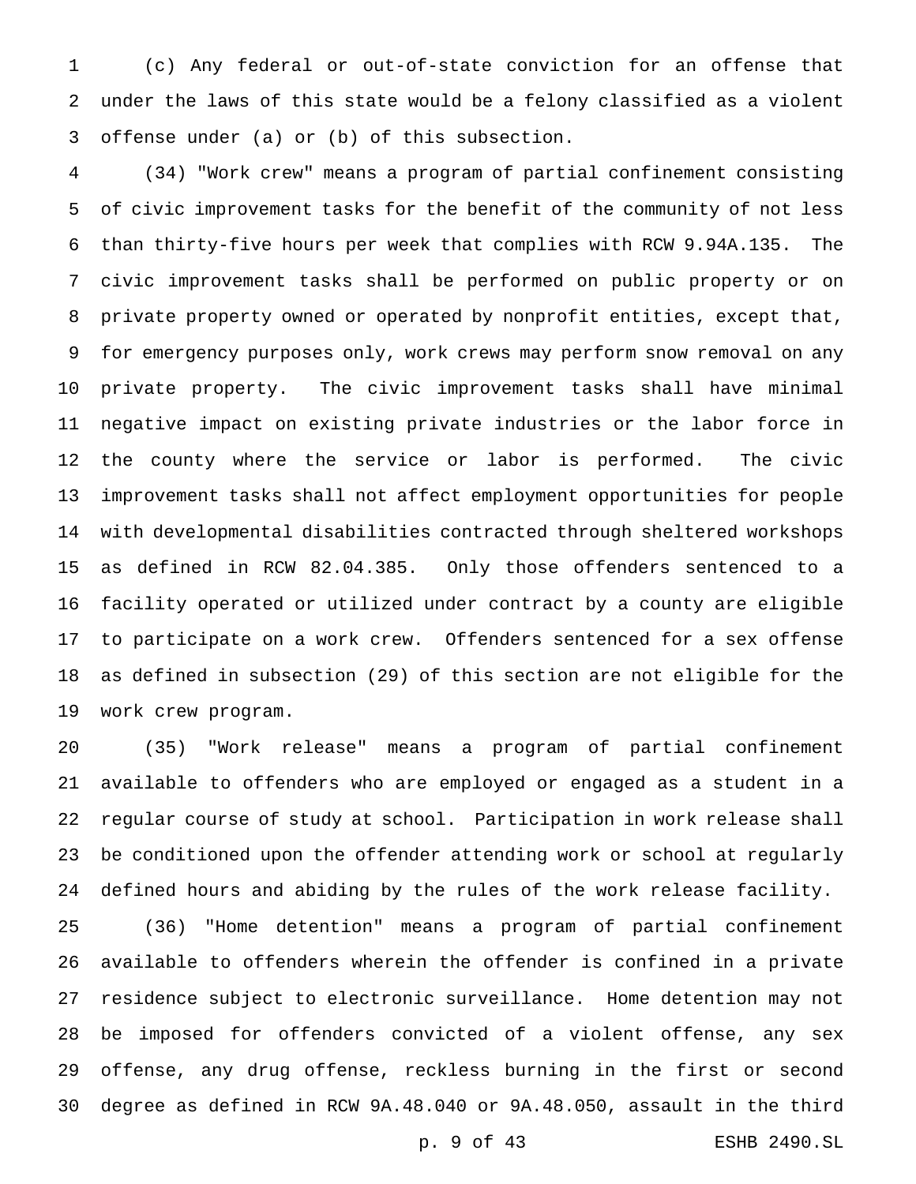(c) Any federal or out-of-state conviction for an offense that under the laws of this state would be a felony classified as a violent offense under (a) or (b) of this subsection.

(34) "Work crew" means a program of partial confinement consisting of civic improvement tasks for the benefit of the community of not less than thirty-five hours per week that complies with RCW 9.94A.135. The civic improvement tasks shall be performed on public property or on private property owned or operated by nonprofit entities, except that, for emergency purposes only, work crews may perform snow removal on any private property. The civic improvement tasks shall have minimal negative impact on existing private industries or the labor force in the county where the service or labor is performed. The civic improvement tasks shall not affect employment opportunities for people with developmental disabilities contracted through sheltered workshops as defined in RCW 82.04.385. Only those offenders sentenced to a facility operated or utilized under contract by a county are eligible to participate on a work crew. Offenders sentenced for a sex offense as defined in subsection (29) of this section are not eligible for the work crew program.

(35) "Work release" means a program of partial confinement available to offenders who are employed or engaged as a student in a regular course of study at school. Participation in work release shall be conditioned upon the offender attending work or school at regularly defined hours and abiding by the rules of the work release facility.

(36) "Home detention" means a program of partial confinement available to offenders wherein the offender is confined in a private residence subject to electronic surveillance. Home detention may not be imposed for offenders convicted of a violent offense, any sex offense, any drug offense, reckless burning in the first or second degree as defined in RCW 9A.48.040 or 9A.48.050, assault in the third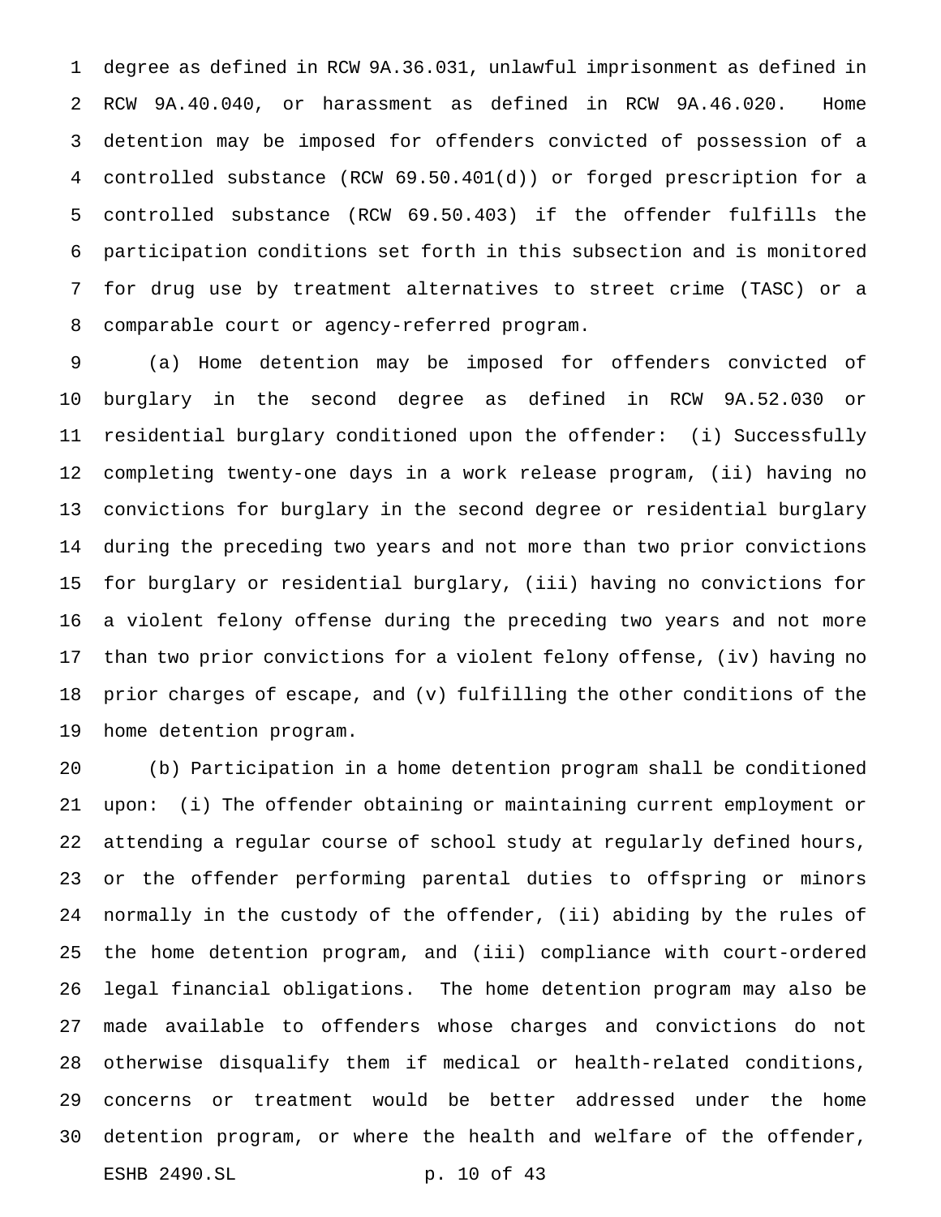degree as defined in RCW 9A.36.031, unlawful imprisonment as defined in RCW 9A.40.040, or harassment as defined in RCW 9A.46.020. Home detention may be imposed for offenders convicted of possession of a controlled substance (RCW 69.50.401(d)) or forged prescription for a controlled substance (RCW 69.50.403) if the offender fulfills the participation conditions set forth in this subsection and is monitored for drug use by treatment alternatives to street crime (TASC) or a comparable court or agency-referred program.

(a) Home detention may be imposed for offenders convicted of burglary in the second degree as defined in RCW 9A.52.030 or residential burglary conditioned upon the offender: (i) Successfully completing twenty-one days in a work release program, (ii) having no convictions for burglary in the second degree or residential burglary during the preceding two years and not more than two prior convictions for burglary or residential burglary, (iii) having no convictions for a violent felony offense during the preceding two years and not more than two prior convictions for a violent felony offense, (iv) having no prior charges of escape, and (v) fulfilling the other conditions of the home detention program.

(b) Participation in a home detention program shall be conditioned upon: (i) The offender obtaining or maintaining current employment or attending a regular course of school study at regularly defined hours, or the offender performing parental duties to offspring or minors normally in the custody of the offender, (ii) abiding by the rules of the home detention program, and (iii) compliance with court-ordered legal financial obligations. The home detention program may also be made available to offenders whose charges and convictions do not otherwise disqualify them if medical or health-related conditions, concerns or treatment would be better addressed under the home detention program, or where the health and welfare of the offender,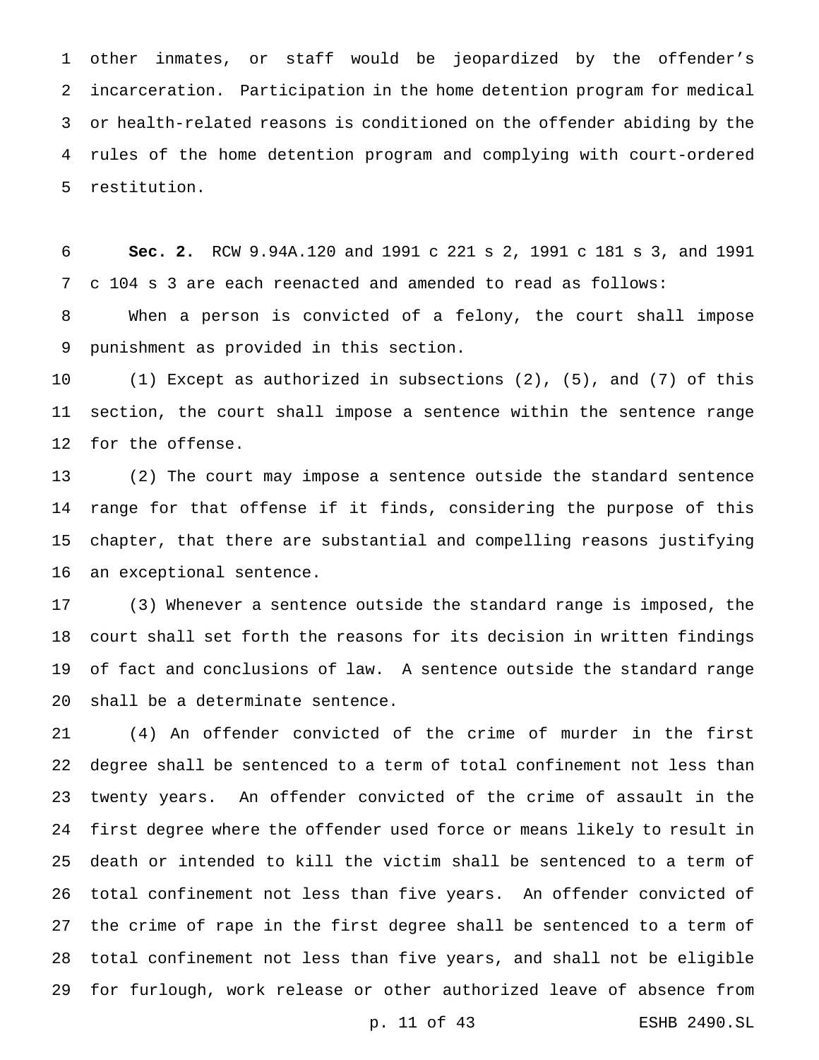other inmates, or staff would be jeopardized by the offender's incarceration. Participation in the home detention program for medical or health-related reasons is conditioned on the offender abiding by the rules of the home detention program and complying with court-ordered restitution.

**Sec. 2.** RCW 9.94A.120 and 1991 c 221 s 2, 1991 c 181 s 3, and 1991 c 104 s 3 are each reenacted and amended to read as follows:

When a person is convicted of a felony, the court shall impose punishment as provided in this section.

(1) Except as authorized in subsections (2), (5), and (7) of this section, the court shall impose a sentence within the sentence range for the offense.

(2) The court may impose a sentence outside the standard sentence range for that offense if it finds, considering the purpose of this chapter, that there are substantial and compelling reasons justifying an exceptional sentence.

(3) Whenever a sentence outside the standard range is imposed, the court shall set forth the reasons for its decision in written findings of fact and conclusions of law. A sentence outside the standard range shall be a determinate sentence.

(4) An offender convicted of the crime of murder in the first degree shall be sentenced to a term of total confinement not less than twenty years. An offender convicted of the crime of assault in the first degree where the offender used force or means likely to result in death or intended to kill the victim shall be sentenced to a term of total confinement not less than five years. An offender convicted of the crime of rape in the first degree shall be sentenced to a term of total confinement not less than five years, and shall not be eligible for furlough, work release or other authorized leave of absence from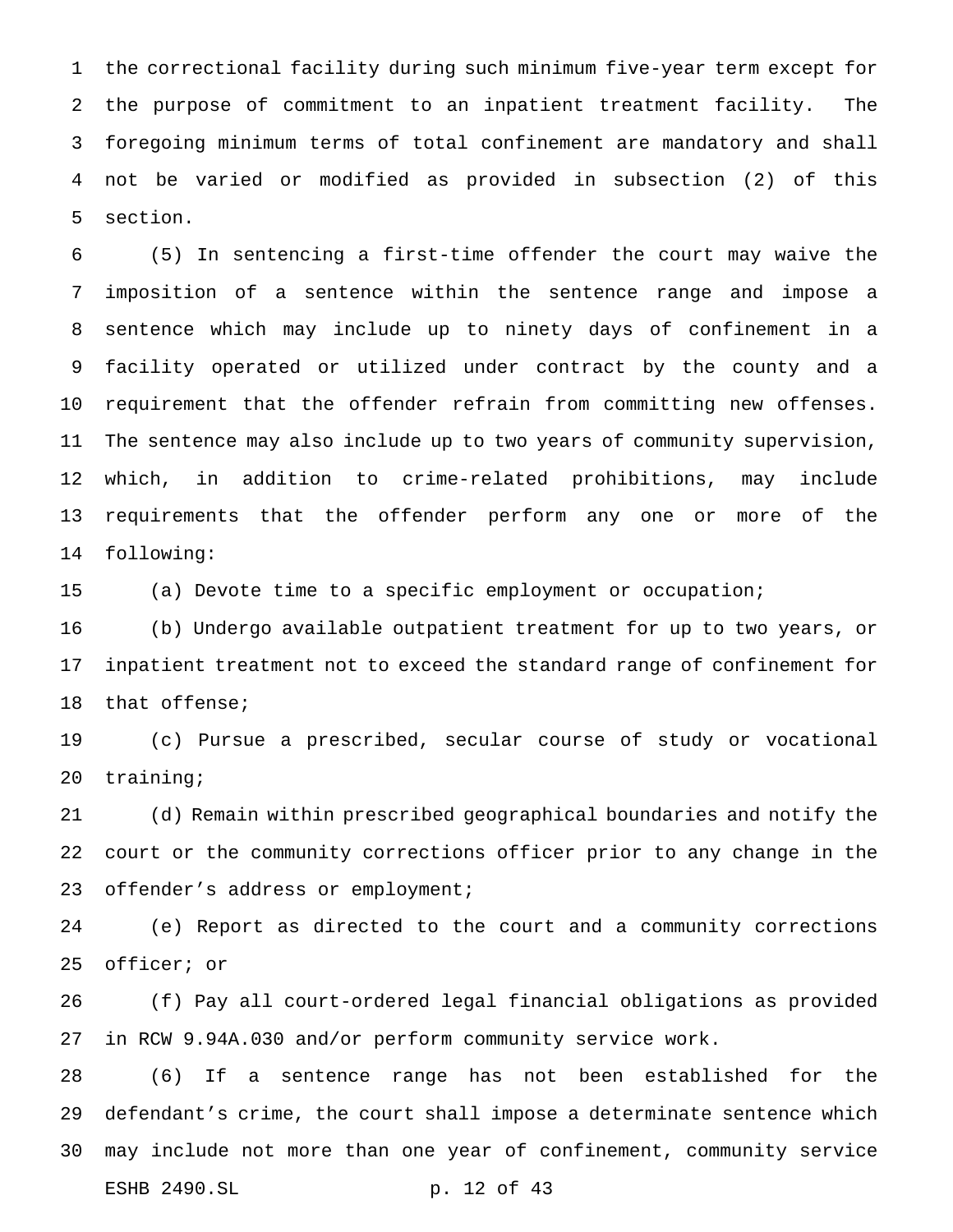the correctional facility during such minimum five-year term except for the purpose of commitment to an inpatient treatment facility. The foregoing minimum terms of total confinement are mandatory and shall not be varied or modified as provided in subsection (2) of this section.

(5) In sentencing a first-time offender the court may waive the imposition of a sentence within the sentence range and impose a sentence which may include up to ninety days of confinement in a facility operated or utilized under contract by the county and a requirement that the offender refrain from committing new offenses. The sentence may also include up to two years of community supervision, which, in addition to crime-related prohibitions, may include requirements that the offender perform any one or more of the following:

(a) Devote time to a specific employment or occupation;

(b) Undergo available outpatient treatment for up to two years, or inpatient treatment not to exceed the standard range of confinement for that offense;

(c) Pursue a prescribed, secular course of study or vocational training;

(d) Remain within prescribed geographical boundaries and notify the court or the community corrections officer prior to any change in the offender's address or employment;

(e) Report as directed to the court and a community corrections officer; or

(f) Pay all court-ordered legal financial obligations as provided in RCW 9.94A.030 and/or perform community service work.

(6) If a sentence range has not been established for the defendant's crime, the court shall impose a determinate sentence which may include not more than one year of confinement, community service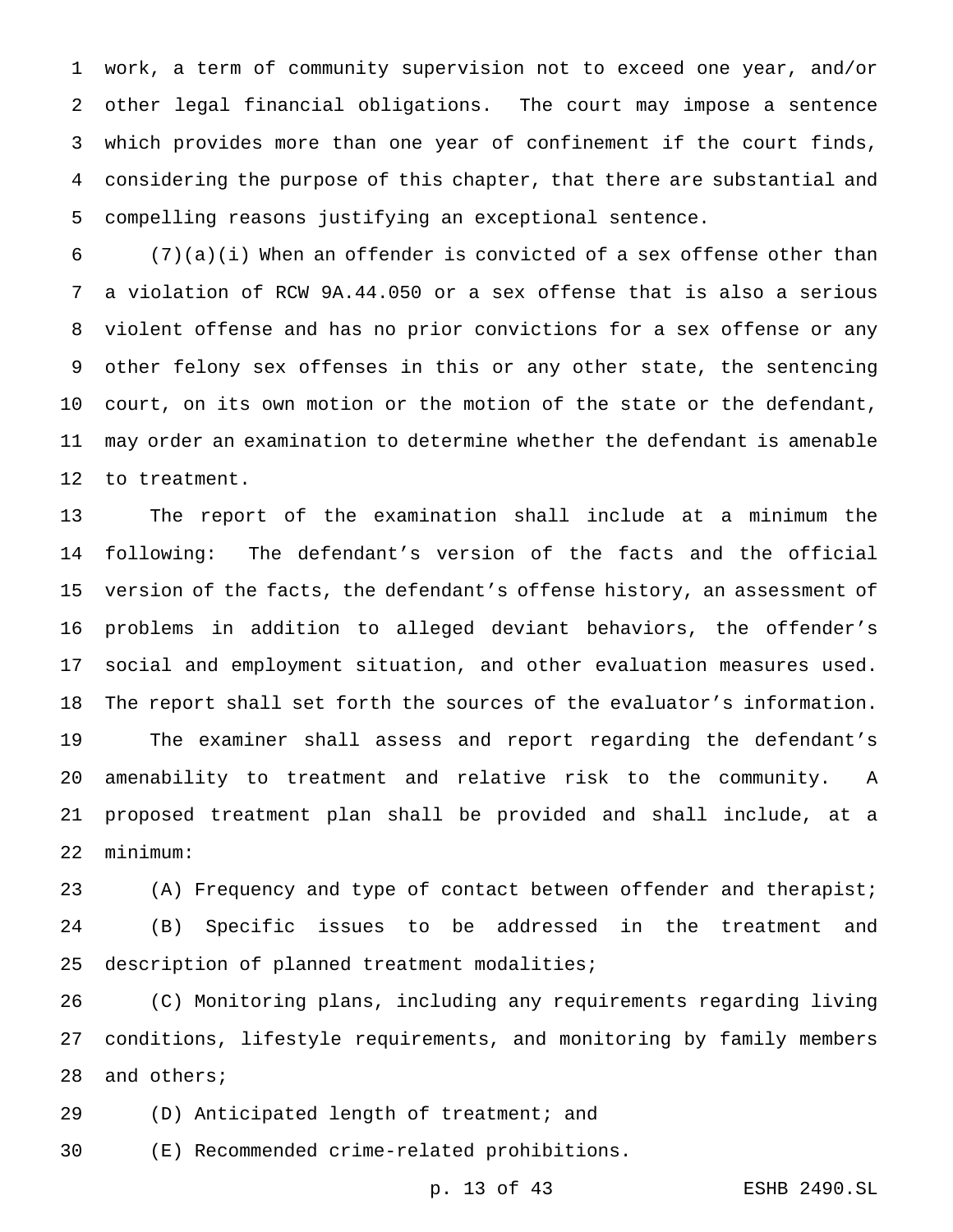work, a term of community supervision not to exceed one year, and/or other legal financial obligations. The court may impose a sentence which provides more than one year of confinement if the court finds, considering the purpose of this chapter, that there are substantial and compelling reasons justifying an exceptional sentence.

(7)(a)(i) When an offender is convicted of a sex offense other than a violation of RCW 9A.44.050 or a sex offense that is also a serious violent offense and has no prior convictions for a sex offense or any other felony sex offenses in this or any other state, the sentencing court, on its own motion or the motion of the state or the defendant, may order an examination to determine whether the defendant is amenable to treatment.

The report of the examination shall include at a minimum the following: The defendant's version of the facts and the official version of the facts, the defendant's offense history, an assessment of problems in addition to alleged deviant behaviors, the offender's social and employment situation, and other evaluation measures used. The report shall set forth the sources of the evaluator's information.

The examiner shall assess and report regarding the defendant's amenability to treatment and relative risk to the community. A proposed treatment plan shall be provided and shall include, at a minimum:

(A) Frequency and type of contact between offender and therapist;

(B) Specific issues to be addressed in the treatment and description of planned treatment modalities;

(C) Monitoring plans, including any requirements regarding living conditions, lifestyle requirements, and monitoring by family members and others;

(D) Anticipated length of treatment; and

(E) Recommended crime-related prohibitions.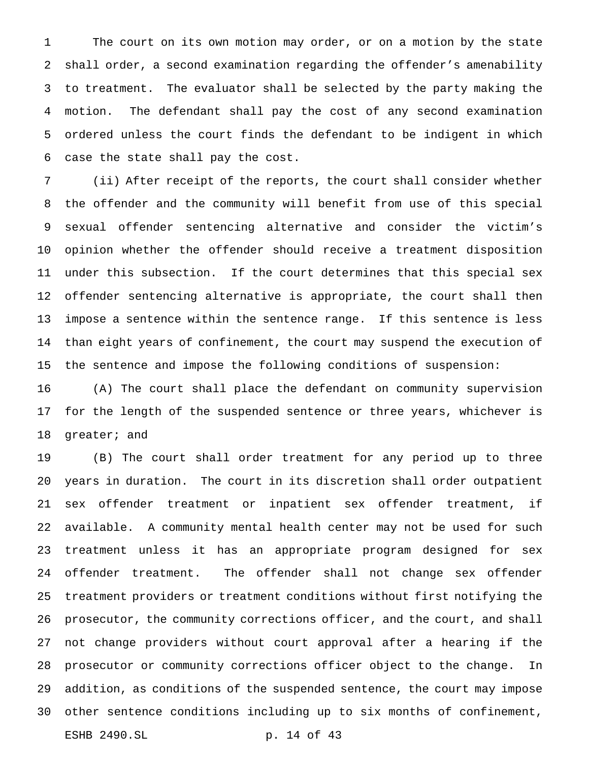The court on its own motion may order, or on a motion by the state shall order, a second examination regarding the offender's amenability to treatment. The evaluator shall be selected by the party making the motion. The defendant shall pay the cost of any second examination ordered unless the court finds the defendant to be indigent in which case the state shall pay the cost.

(ii) After receipt of the reports, the court shall consider whether the offender and the community will benefit from use of this special sexual offender sentencing alternative and consider the victim's opinion whether the offender should receive a treatment disposition under this subsection. If the court determines that this special sex offender sentencing alternative is appropriate, the court shall then impose a sentence within the sentence range. If this sentence is less than eight years of confinement, the court may suspend the execution of the sentence and impose the following conditions of suspension:

(A) The court shall place the defendant on community supervision for the length of the suspended sentence or three years, whichever is greater; and

(B) The court shall order treatment for any period up to three years in duration. The court in its discretion shall order outpatient sex offender treatment or inpatient sex offender treatment, if available. A community mental health center may not be used for such treatment unless it has an appropriate program designed for sex offender treatment. The offender shall not change sex offender treatment providers or treatment conditions without first notifying the prosecutor, the community corrections officer, and the court, and shall not change providers without court approval after a hearing if the prosecutor or community corrections officer object to the change. In addition, as conditions of the suspended sentence, the court may impose other sentence conditions including up to six months of confinement,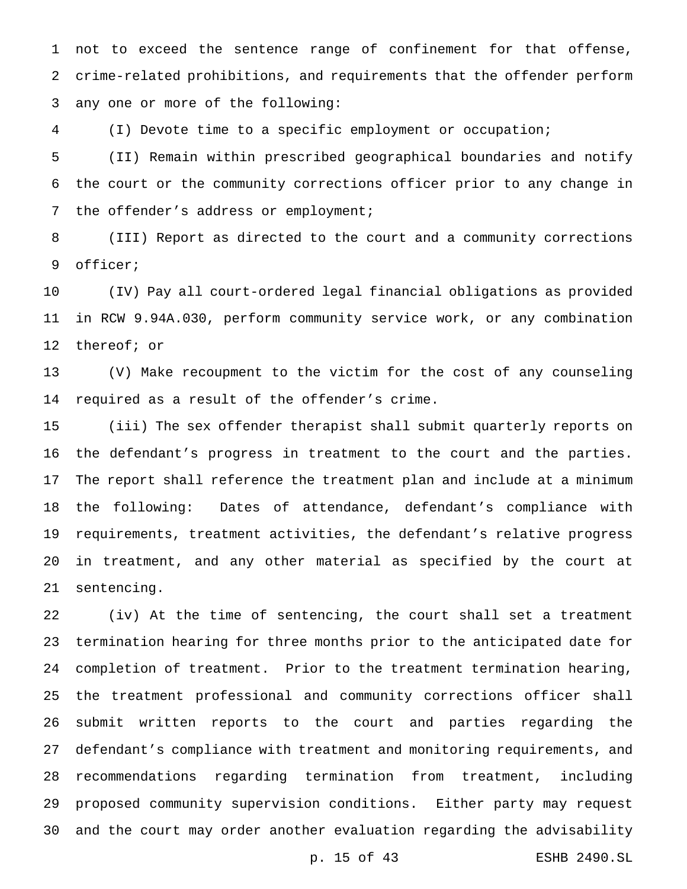not to exceed the sentence range of confinement for that offense, crime-related prohibitions, and requirements that the offender perform any one or more of the following:

(I) Devote time to a specific employment or occupation;

(II) Remain within prescribed geographical boundaries and notify the court or the community corrections officer prior to any change in the offender's address or employment;

(III) Report as directed to the court and a community corrections officer;

(IV) Pay all court-ordered legal financial obligations as provided in RCW 9.94A.030, perform community service work, or any combination thereof; or

(V) Make recoupment to the victim for the cost of any counseling required as a result of the offender's crime.

(iii) The sex offender therapist shall submit quarterly reports on the defendant's progress in treatment to the court and the parties. The report shall reference the treatment plan and include at a minimum the following: Dates of attendance, defendant's compliance with requirements, treatment activities, the defendant's relative progress in treatment, and any other material as specified by the court at sentencing.

(iv) At the time of sentencing, the court shall set a treatment termination hearing for three months prior to the anticipated date for completion of treatment. Prior to the treatment termination hearing, the treatment professional and community corrections officer shall submit written reports to the court and parties regarding the defendant's compliance with treatment and monitoring requirements, and recommendations regarding termination from treatment, including proposed community supervision conditions. Either party may request and the court may order another evaluation regarding the advisability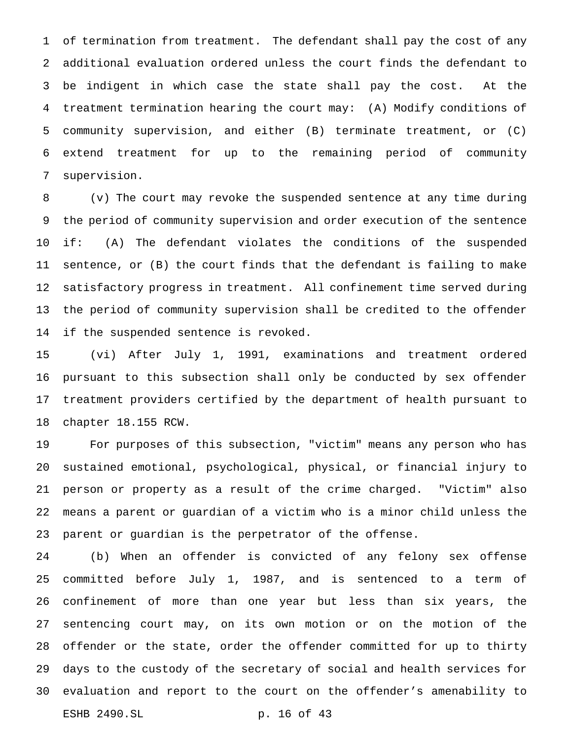of termination from treatment. The defendant shall pay the cost of any additional evaluation ordered unless the court finds the defendant to be indigent in which case the state shall pay the cost. At the treatment termination hearing the court may: (A) Modify conditions of community supervision, and either (B) terminate treatment, or (C) extend treatment for up to the remaining period of community supervision.

(v) The court may revoke the suspended sentence at any time during the period of community supervision and order execution of the sentence if: (A) The defendant violates the conditions of the suspended sentence, or (B) the court finds that the defendant is failing to make satisfactory progress in treatment. All confinement time served during the period of community supervision shall be credited to the offender if the suspended sentence is revoked.

(vi) After July 1, 1991, examinations and treatment ordered pursuant to this subsection shall only be conducted by sex offender treatment providers certified by the department of health pursuant to chapter 18.155 RCW.

For purposes of this subsection, "victim" means any person who has sustained emotional, psychological, physical, or financial injury to person or property as a result of the crime charged. "Victim" also means a parent or guardian of a victim who is a minor child unless the parent or guardian is the perpetrator of the offense.

(b) When an offender is convicted of any felony sex offense committed before July 1, 1987, and is sentenced to a term of confinement of more than one year but less than six years, the sentencing court may, on its own motion or on the motion of the offender or the state, order the offender committed for up to thirty days to the custody of the secretary of social and health services for evaluation and report to the court on the offender's amenability to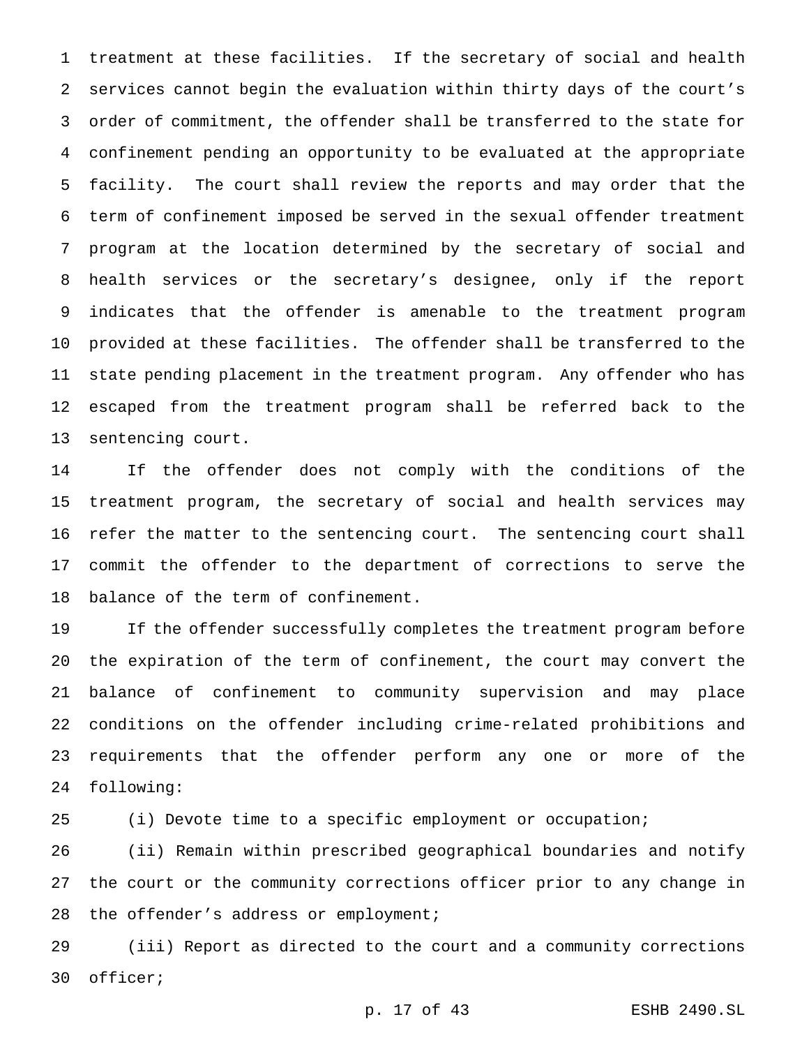treatment at these facilities. If the secretary of social and health services cannot begin the evaluation within thirty days of the court's order of commitment, the offender shall be transferred to the state for confinement pending an opportunity to be evaluated at the appropriate facility. The court shall review the reports and may order that the term of confinement imposed be served in the sexual offender treatment program at the location determined by the secretary of social and health services or the secretary's designee, only if the report indicates that the offender is amenable to the treatment program provided at these facilities. The offender shall be transferred to the state pending placement in the treatment program. Any offender who has escaped from the treatment program shall be referred back to the sentencing court.

If the offender does not comply with the conditions of the treatment program, the secretary of social and health services may refer the matter to the sentencing court. The sentencing court shall commit the offender to the department of corrections to serve the balance of the term of confinement.

If the offender successfully completes the treatment program before the expiration of the term of confinement, the court may convert the balance of confinement to community supervision and may place conditions on the offender including crime-related prohibitions and requirements that the offender perform any one or more of the following:

(i) Devote time to a specific employment or occupation;

(ii) Remain within prescribed geographical boundaries and notify the court or the community corrections officer prior to any change in the offender's address or employment;

(iii) Report as directed to the court and a community corrections officer;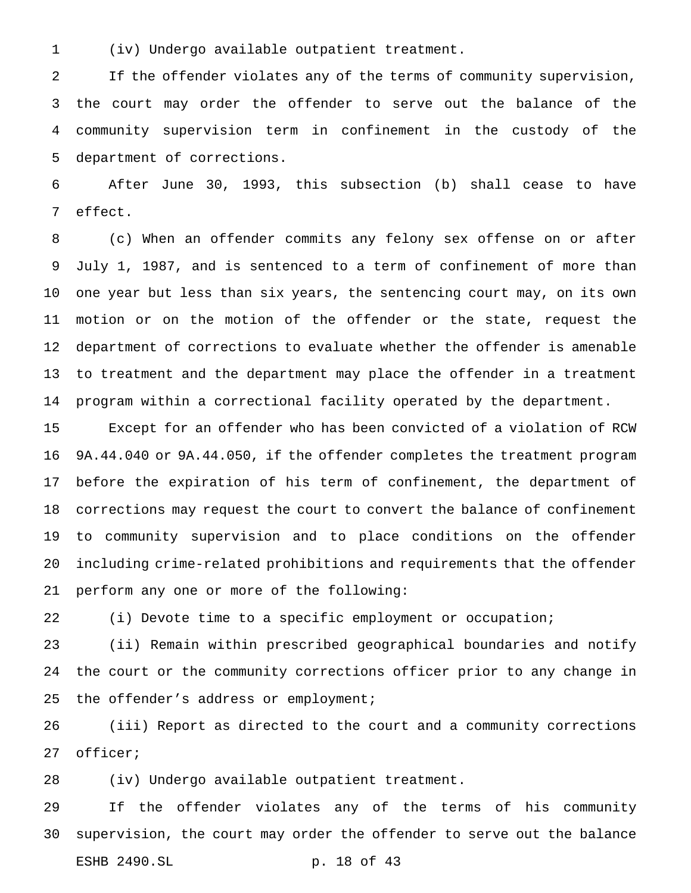(iv) Undergo available outpatient treatment.

If the offender violates any of the terms of community supervision, the court may order the offender to serve out the balance of the community supervision term in confinement in the custody of the department of corrections.

After June 30, 1993, this subsection (b) shall cease to have effect.

(c) When an offender commits any felony sex offense on or after July 1, 1987, and is sentenced to a term of confinement of more than one year but less than six years, the sentencing court may, on its own motion or on the motion of the offender or the state, request the department of corrections to evaluate whether the offender is amenable to treatment and the department may place the offender in a treatment program within a correctional facility operated by the department.

Except for an offender who has been convicted of a violation of RCW 9A.44.040 or 9A.44.050, if the offender completes the treatment program before the expiration of his term of confinement, the department of corrections may request the court to convert the balance of confinement to community supervision and to place conditions on the offender including crime-related prohibitions and requirements that the offender perform any one or more of the following:

(i) Devote time to a specific employment or occupation;

(ii) Remain within prescribed geographical boundaries and notify the court or the community corrections officer prior to any change in the offender's address or employment;

(iii) Report as directed to the court and a community corrections officer;

(iv) Undergo available outpatient treatment.

If the offender violates any of the terms of his community supervision, the court may order the offender to serve out the balance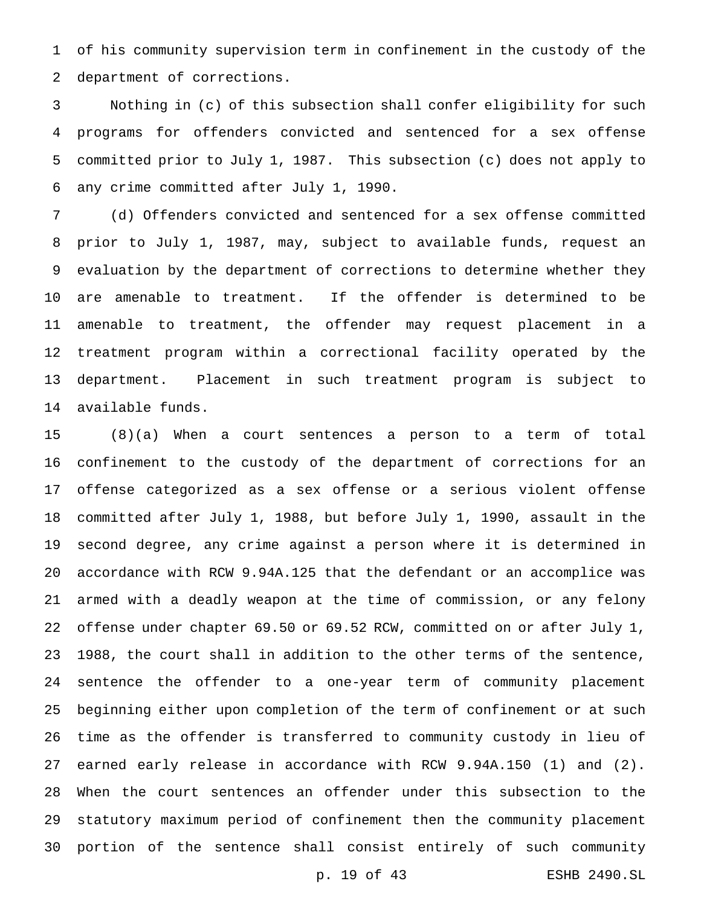of his community supervision term in confinement in the custody of the department of corrections.

Nothing in (c) of this subsection shall confer eligibility for such programs for offenders convicted and sentenced for a sex offense committed prior to July 1, 1987. This subsection (c) does not apply to any crime committed after July 1, 1990.

(d) Offenders convicted and sentenced for a sex offense committed prior to July 1, 1987, may, subject to available funds, request an evaluation by the department of corrections to determine whether they are amenable to treatment. If the offender is determined to be amenable to treatment, the offender may request placement in a treatment program within a correctional facility operated by the department. Placement in such treatment program is subject to available funds.

(8)(a) When a court sentences a person to a term of total confinement to the custody of the department of corrections for an offense categorized as a sex offense or a serious violent offense committed after July 1, 1988, but before July 1, 1990, assault in the second degree, any crime against a person where it is determined in accordance with RCW 9.94A.125 that the defendant or an accomplice was armed with a deadly weapon at the time of commission, or any felony offense under chapter 69.50 or 69.52 RCW, committed on or after July 1, 1988, the court shall in addition to the other terms of the sentence, sentence the offender to a one-year term of community placement beginning either upon completion of the term of confinement or at such time as the offender is transferred to community custody in lieu of earned early release in accordance with RCW 9.94A.150 (1) and (2). When the court sentences an offender under this subsection to the statutory maximum period of confinement then the community placement portion of the sentence shall consist entirely of such community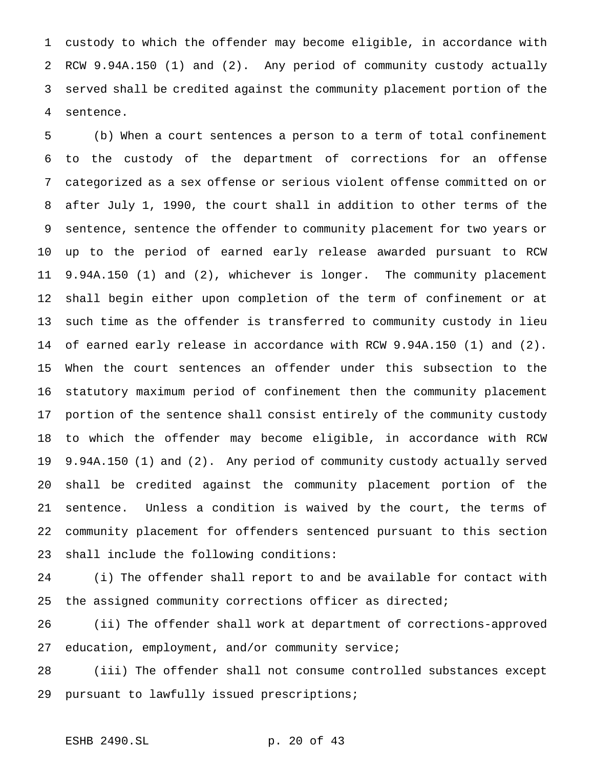custody to which the offender may become eligible, in accordance with RCW 9.94A.150 (1) and (2). Any period of community custody actually served shall be credited against the community placement portion of the sentence.

(b) When a court sentences a person to a term of total confinement to the custody of the department of corrections for an offense categorized as a sex offense or serious violent offense committed on or after July 1, 1990, the court shall in addition to other terms of the sentence, sentence the offender to community placement for two years or up to the period of earned early release awarded pursuant to RCW 9.94A.150 (1) and (2), whichever is longer. The community placement shall begin either upon completion of the term of confinement or at such time as the offender is transferred to community custody in lieu of earned early release in accordance with RCW 9.94A.150 (1) and (2). When the court sentences an offender under this subsection to the statutory maximum period of confinement then the community placement portion of the sentence shall consist entirely of the community custody to which the offender may become eligible, in accordance with RCW 9.94A.150 (1) and (2). Any period of community custody actually served shall be credited against the community placement portion of the sentence. Unless a condition is waived by the court, the terms of community placement for offenders sentenced pursuant to this section shall include the following conditions:

(i) The offender shall report to and be available for contact with the assigned community corrections officer as directed;

(ii) The offender shall work at department of corrections-approved education, employment, and/or community service;

(iii) The offender shall not consume controlled substances except pursuant to lawfully issued prescriptions;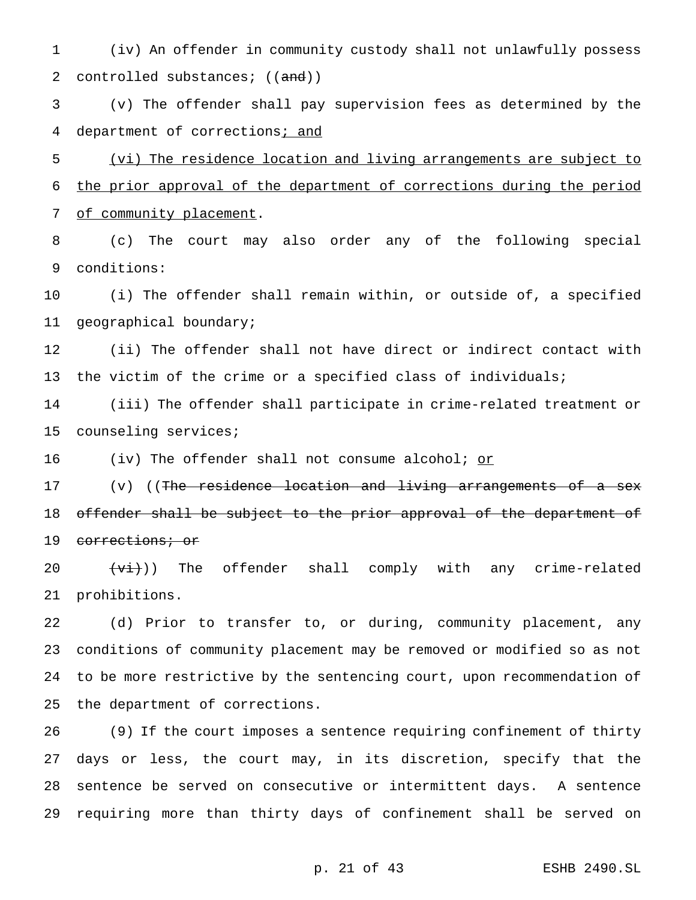(iv) An offender in community custody shall not unlawfully possess controlled substances; ((~~and~~))

(v) The offender shall pay supervision fees as determined by the department of corrections<u>; and</u>

<u>(vi) The residence location and living arrangements are subject to the prior approval of the department of corrections during the period of community placement</u>.

(c) The court may also order any of the following special conditions:

(i) The offender shall remain within, or outside of, a specified geographical boundary;

(ii) The offender shall not have direct or indirect contact with the victim of the crime or a specified class of individuals;

(iii) The offender shall participate in crime-related treatment or counseling services;

(iv) The offender shall not consume alcohol; <u>or</u>

(v) ((~~The residence location and living arrangements of a sex offender shall be subject to the prior approval of the department of corrections; or~~

~~(vi)~~)) The offender shall comply with any crime-related prohibitions.

(d) Prior to transfer to, or during, community placement, any conditions of community placement may be removed or modified so as not to be more restrictive by the sentencing court, upon recommendation of the department of corrections.

(9) If the court imposes a sentence requiring confinement of thirty days or less, the court may, in its discretion, specify that the sentence be served on consecutive or intermittent days. A sentence requiring more than thirty days of confinement shall be served on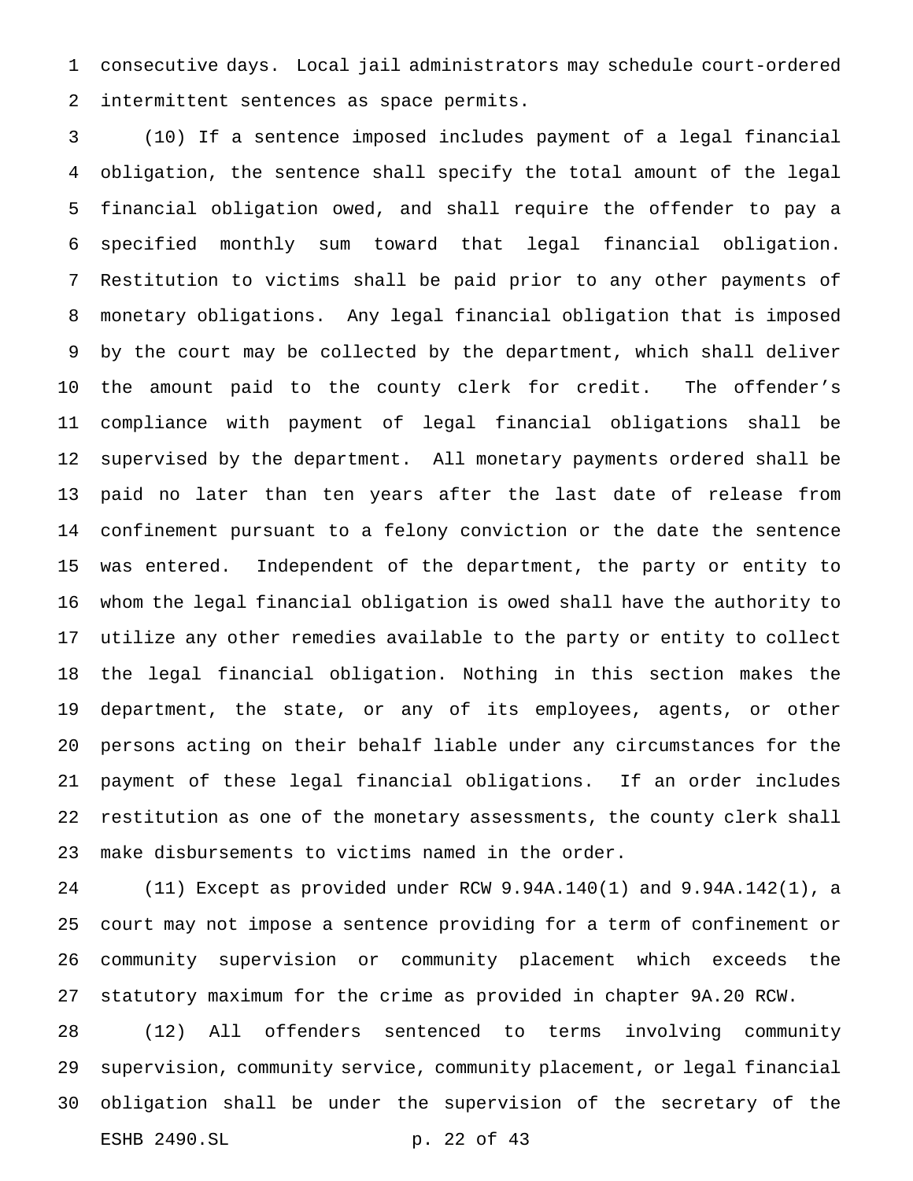consecutive days. Local jail administrators may schedule court-ordered intermittent sentences as space permits.

(10) If a sentence imposed includes payment of a legal financial obligation, the sentence shall specify the total amount of the legal financial obligation owed, and shall require the offender to pay a specified monthly sum toward that legal financial obligation. Restitution to victims shall be paid prior to any other payments of monetary obligations. Any legal financial obligation that is imposed by the court may be collected by the department, which shall deliver the amount paid to the county clerk for credit. The offender's compliance with payment of legal financial obligations shall be supervised by the department. All monetary payments ordered shall be paid no later than ten years after the last date of release from confinement pursuant to a felony conviction or the date the sentence was entered. Independent of the department, the party or entity to whom the legal financial obligation is owed shall have the authority to utilize any other remedies available to the party or entity to collect the legal financial obligation. Nothing in this section makes the department, the state, or any of its employees, agents, or other persons acting on their behalf liable under any circumstances for the payment of these legal financial obligations. If an order includes restitution as one of the monetary assessments, the county clerk shall make disbursements to victims named in the order.

(11) Except as provided under RCW 9.94A.140(1) and 9.94A.142(1), a court may not impose a sentence providing for a term of confinement or community supervision or community placement which exceeds the statutory maximum for the crime as provided in chapter 9A.20 RCW.

(12) All offenders sentenced to terms involving community supervision, community service, community placement, or legal financial obligation shall be under the supervision of the secretary of the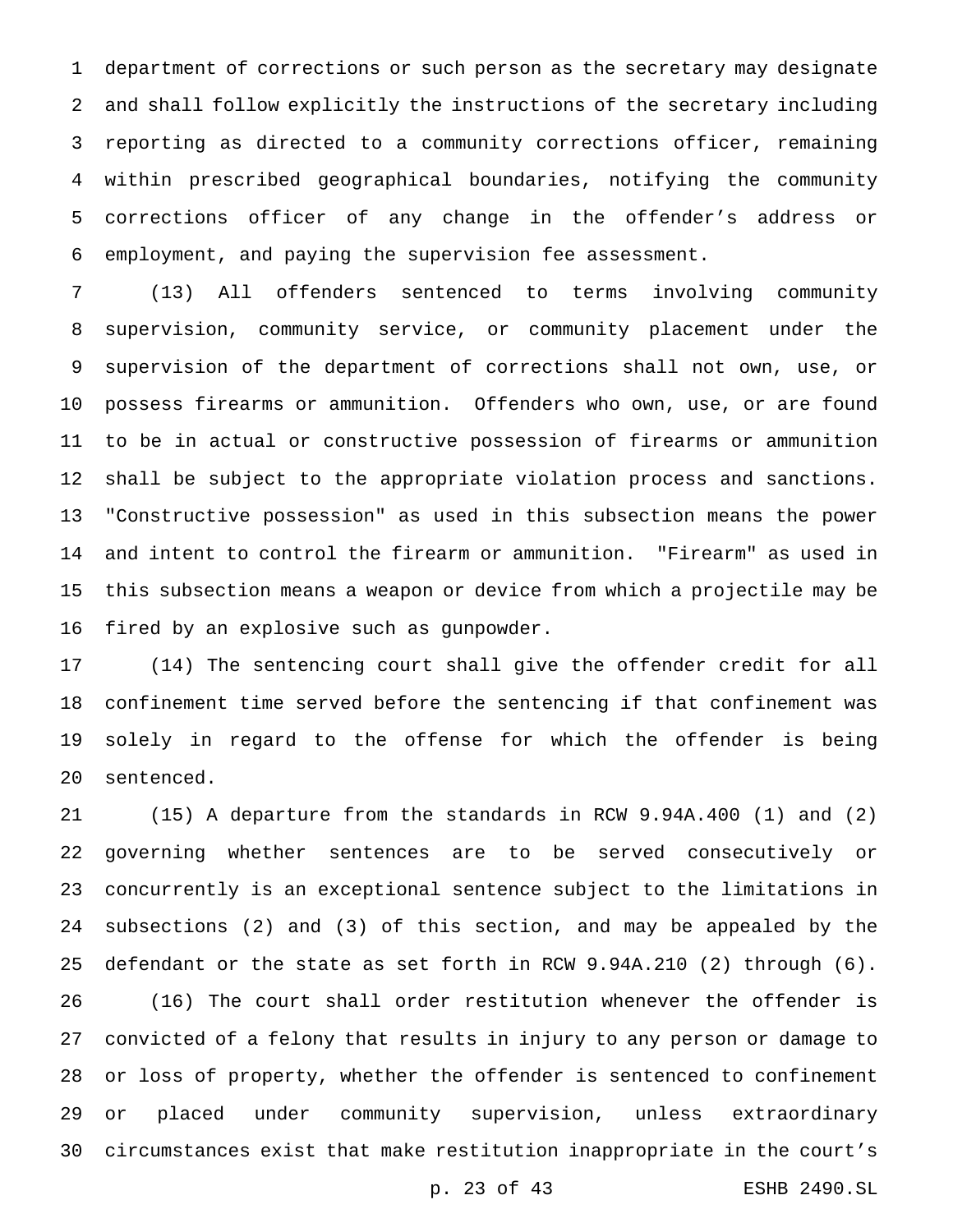department of corrections or such person as the secretary may designate and shall follow explicitly the instructions of the secretary including reporting as directed to a community corrections officer, remaining within prescribed geographical boundaries, notifying the community corrections officer of any change in the offender's address or employment, and paying the supervision fee assessment.

(13) All offenders sentenced to terms involving community supervision, community service, or community placement under the supervision of the department of corrections shall not own, use, or possess firearms or ammunition. Offenders who own, use, or are found to be in actual or constructive possession of firearms or ammunition shall be subject to the appropriate violation process and sanctions. "Constructive possession" as used in this subsection means the power and intent to control the firearm or ammunition. "Firearm" as used in this subsection means a weapon or device from which a projectile may be fired by an explosive such as gunpowder.

(14) The sentencing court shall give the offender credit for all confinement time served before the sentencing if that confinement was solely in regard to the offense for which the offender is being sentenced.

(15) A departure from the standards in RCW 9.94A.400 (1) and (2) governing whether sentences are to be served consecutively or concurrently is an exceptional sentence subject to the limitations in subsections (2) and (3) of this section, and may be appealed by the defendant or the state as set forth in RCW 9.94A.210 (2) through (6).

(16) The court shall order restitution whenever the offender is convicted of a felony that results in injury to any person or damage to or loss of property, whether the offender is sentenced to confinement or placed under community supervision, unless extraordinary circumstances exist that make restitution inappropriate in the court's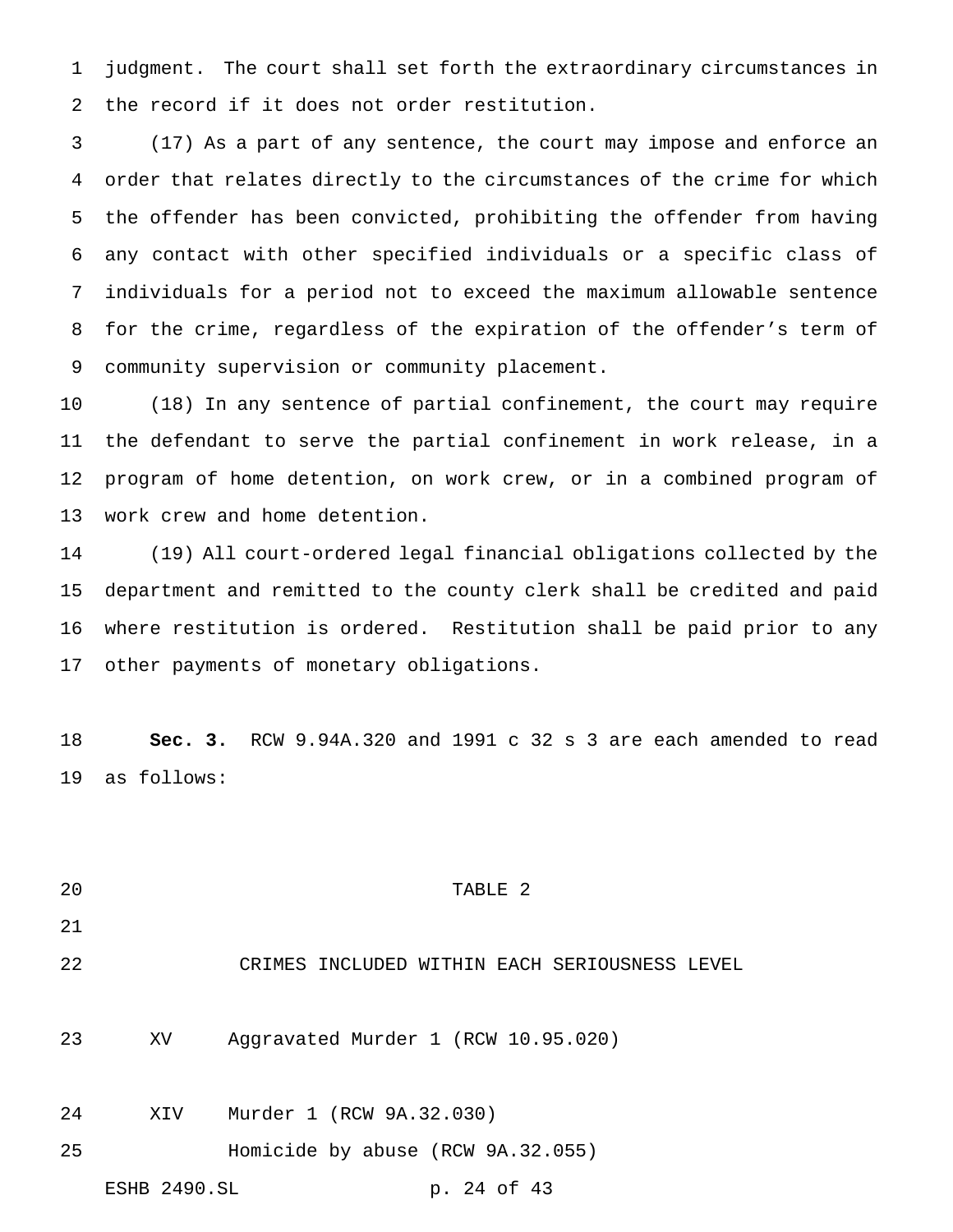judgment. The court shall set forth the extraordinary circumstances in the record if it does not order restitution.

(17) As a part of any sentence, the court may impose and enforce an order that relates directly to the circumstances of the crime for which the offender has been convicted, prohibiting the offender from having any contact with other specified individuals or a specific class of individuals for a period not to exceed the maximum allowable sentence for the crime, regardless of the expiration of the offender's term of community supervision or community placement.

(18) In any sentence of partial confinement, the court may require the defendant to serve the partial confinement in work release, in a program of home detention, on work crew, or in a combined program of work crew and home detention.

(19) All court-ordered legal financial obligations collected by the department and remitted to the county clerk shall be credited and paid where restitution is ordered. Restitution shall be paid prior to any other payments of monetary obligations.

**Sec. 3.** RCW 9.94A.320 and 1991 c 32 s 3 are each amended to read as follows:

TABLE 2

CRIMES INCLUDED WITHIN EACH SERIOUSNESS LEVEL

| | |
|---|---|
| XV | Aggravated Murder 1 (RCW 10.95.020) |
| XIV | Murder 1 (RCW 9A.32.030) |
| | Homicide by abuse (RCW 9A.32.055) |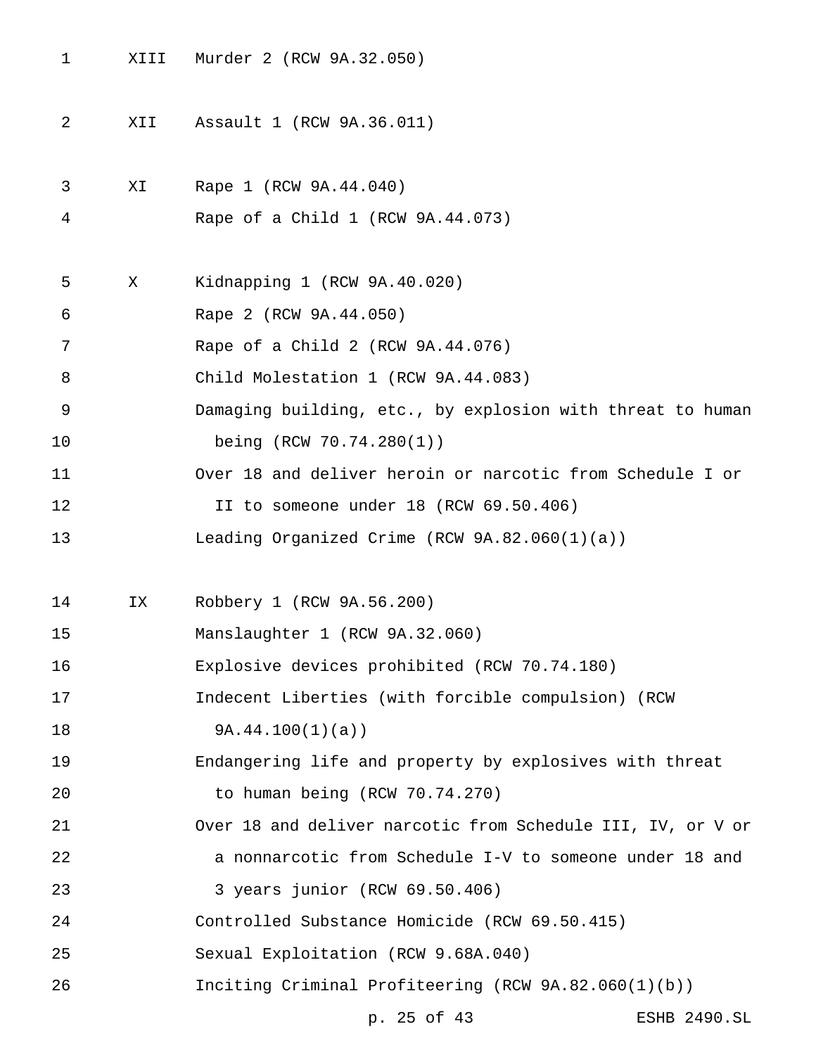| | |
|---|---|
| XIII | Murder 2 (RCW 9A.32.050) |
| XII | Assault 1 (RCW 9A.36.011) |
| XI | Rape 1 (RCW 9A.44.040) |
| | Rape of a Child 1 (RCW 9A.44.073) |
| X | Kidnapping 1 (RCW 9A.40.020) |
| | Rape 2 (RCW 9A.44.050) |
| | Rape of a Child 2 (RCW 9A.44.076) |
| | Child Molestation 1 (RCW 9A.44.083) |
| | Damaging building, etc., by explosion with threat to human being (RCW 70.74.280(1)) |
| | Over 18 and deliver heroin or narcotic from Schedule I or II to someone under 18 (RCW 69.50.406) |
| | Leading Organized Crime (RCW 9A.82.060(1)(a)) |
| IX | Robbery 1 (RCW 9A.56.200) |
| | Manslaughter 1 (RCW 9A.32.060) |
| | Explosive devices prohibited (RCW 70.74.180) |
| | Indecent Liberties (with forcible compulsion) (RCW 9A.44.100(1)(a)) |
| | Endangering life and property by explosives with threat to human being (RCW 70.74.270) |
| | Over 18 and deliver narcotic from Schedule III, IV, or V or a nonnarcotic from Schedule I-V to someone under 18 and 3 years junior (RCW 69.50.406) |
| | Controlled Substance Homicide (RCW 69.50.415) |
| | Sexual Exploitation (RCW 9.68A.040) |
| | Inciting Criminal Profiteering (RCW 9A.82.060(1)(b)) |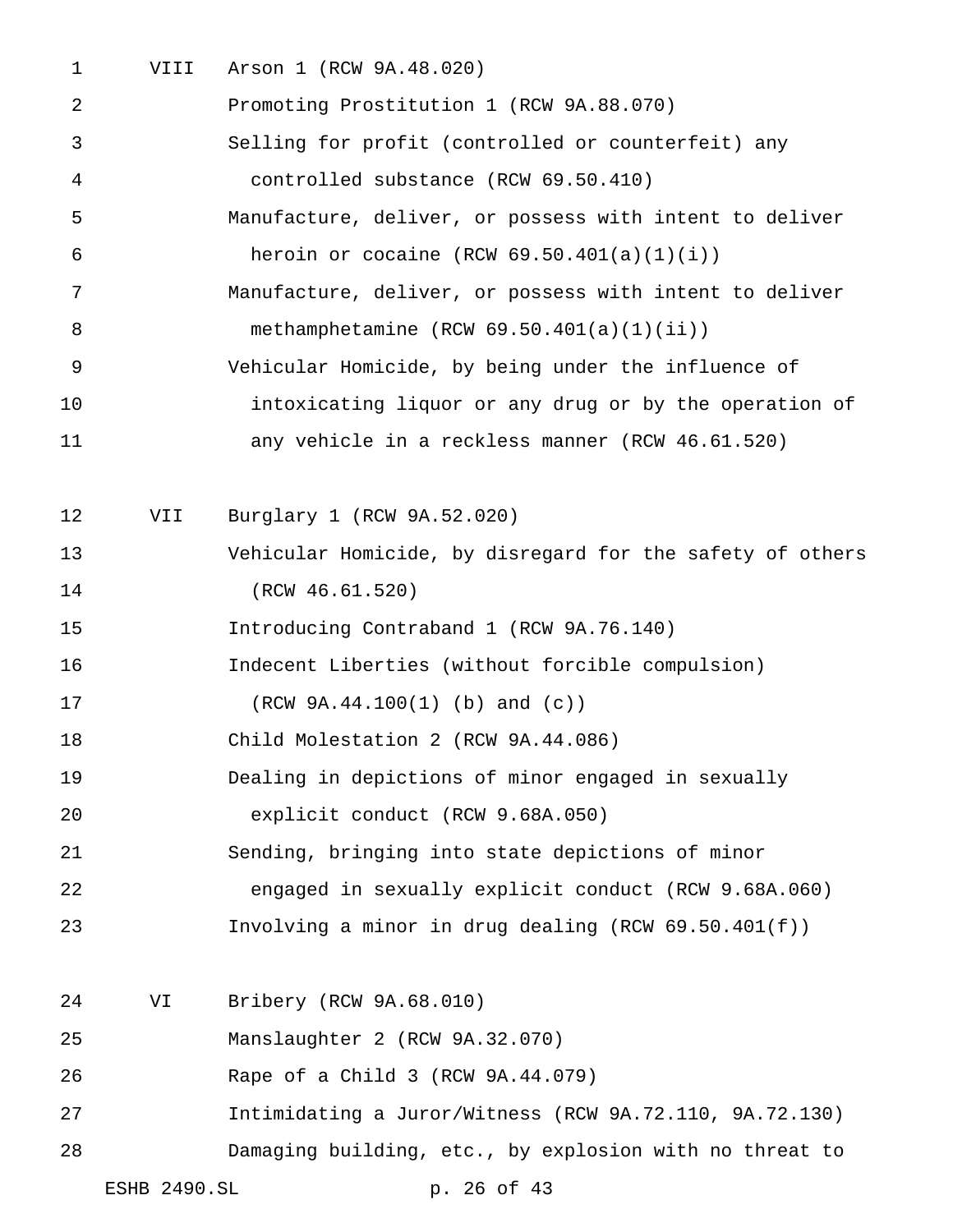| | |
|---|---|
| VIII | Arson 1 (RCW 9A.48.020) |
| | Promoting Prostitution 1 (RCW 9A.88.070) |
| | Selling for profit (controlled or counterfeit) any controlled substance (RCW 69.50.410) |
| | Manufacture, deliver, or possess with intent to deliver heroin or cocaine (RCW 69.50.401(a)(1)(i)) |
| | Manufacture, deliver, or possess with intent to deliver methamphetamine (RCW 69.50.401(a)(1)(ii)) |
| | Vehicular Homicide, by being under the influence of intoxicating liquor or any drug or by the operation of any vehicle in a reckless manner (RCW 46.61.520) |
| VII | Burglary 1 (RCW 9A.52.020) |
| | Vehicular Homicide, by disregard for the safety of others (RCW 46.61.520) |
| | Introducing Contraband 1 (RCW 9A.76.140) |
| | Indecent Liberties (without forcible compulsion) (RCW 9A.44.100(1) (b) and (c)) |
| | Child Molestation 2 (RCW 9A.44.086) |
| | Dealing in depictions of minor engaged in sexually explicit conduct (RCW 9.68A.050) |
| | Sending, bringing into state depictions of minor engaged in sexually explicit conduct (RCW 9.68A.060) |
| | Involving a minor in drug dealing (RCW 69.50.401(f)) |
| VI | Bribery (RCW 9A.68.010) |
| | Manslaughter 2 (RCW 9A.32.070) |
| | Rape of a Child 3 (RCW 9A.44.079) |
| | Intimidating a Juror/Witness (RCW 9A.72.110, 9A.72.130) |
| | Damaging building, etc., by explosion with no threat to |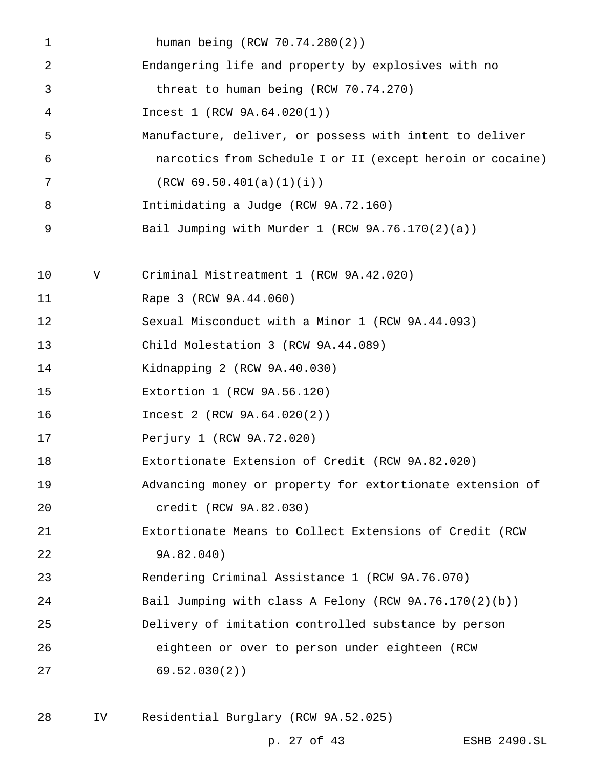| | |
|---|---|
| | human being (RCW 70.74.280(2)) |
| | Endangering life and property by explosives with no threat to human being (RCW 70.74.270) |
| | Incest 1 (RCW 9A.64.020(1)) |
| | Manufacture, deliver, or possess with intent to deliver narcotics from Schedule I or II (except heroin or cocaine) (RCW 69.50.401(a)(1)(i)) |
| | Intimidating a Judge (RCW 9A.72.160) |
| | Bail Jumping with Murder 1 (RCW 9A.76.170(2)(a)) |
| V | Criminal Mistreatment 1 (RCW 9A.42.020) |
| | Rape 3 (RCW 9A.44.060) |
| | Sexual Misconduct with a Minor 1 (RCW 9A.44.093) |
| | Child Molestation 3 (RCW 9A.44.089) |
| | Kidnapping 2 (RCW 9A.40.030) |
| | Extortion 1 (RCW 9A.56.120) |
| | Incest 2 (RCW 9A.64.020(2)) |
| | Perjury 1 (RCW 9A.72.020) |
| | Extortionate Extension of Credit (RCW 9A.82.020) |
| | Advancing money or property for extortionate extension of credit (RCW 9A.82.030) |
| | Extortionate Means to Collect Extensions of Credit (RCW 9A.82.040) |
| | Rendering Criminal Assistance 1 (RCW 9A.76.070) |
| | Bail Jumping with class A Felony (RCW 9A.76.170(2)(b)) |
| | Delivery of imitation controlled substance by person eighteen or over to person under eighteen (RCW 69.52.030(2)) |
| IV | Residential Burglary (RCW 9A.52.025) |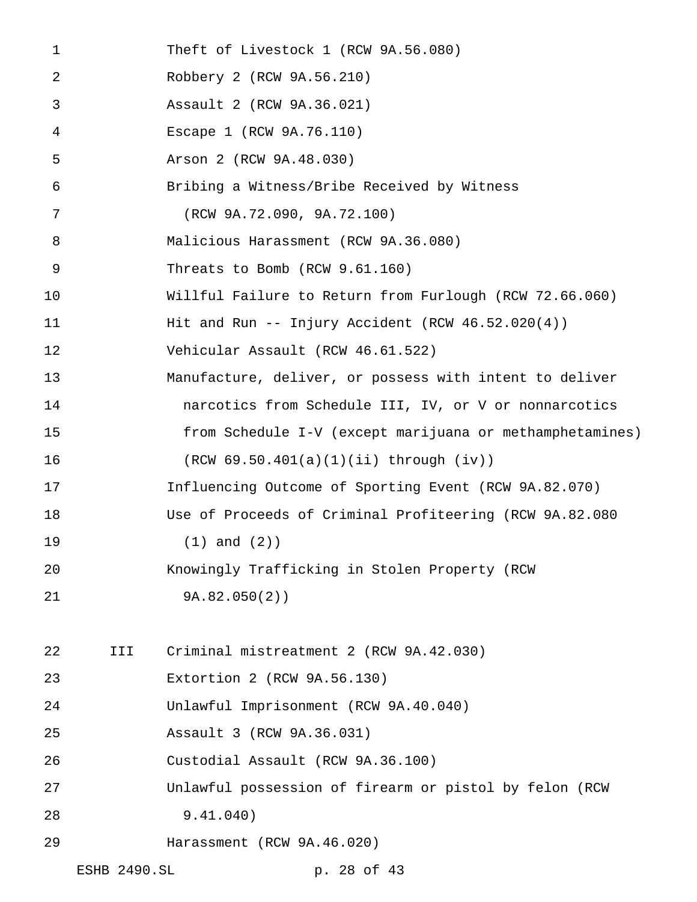Theft of Livestock 1 (RCW 9A.56.080)
Robbery 2 (RCW 9A.56.210)
Assault 2 (RCW 9A.36.021)
Escape 1 (RCW 9A.76.110)
Arson 2 (RCW 9A.48.030)
Bribing a Witness/Bribe Received by Witness (RCW 9A.72.090, 9A.72.100)
Malicious Harassment (RCW 9A.36.080)
Threats to Bomb (RCW 9.61.160)
Willful Failure to Return from Furlough (RCW 72.66.060)
Hit and Run -- Injury Accident (RCW 46.52.020(4))
Vehicular Assault (RCW 46.61.522)
Manufacture, deliver, or possess with intent to deliver narcotics from Schedule III, IV, or V or nonnarcotics from Schedule I-V (except marijuana or methamphetamines) (RCW 69.50.401(a)(1)(ii) through (iv))
Influencing Outcome of Sporting Event (RCW 9A.82.070)
Use of Proceeds of Criminal Profiteering (RCW 9A.82.080 (1) and (2))
Knowingly Trafficking in Stolen Property (RCW 9A.82.050(2))

III Criminal mistreatment 2 (RCW 9A.42.030)
Extortion 2 (RCW 9A.56.130)
Unlawful Imprisonment (RCW 9A.40.040)
Assault 3 (RCW 9A.36.031)
Custodial Assault (RCW 9A.36.100)
Unlawful possession of firearm or pistol by felon (RCW 9.41.040)
Harassment (RCW 9A.46.020)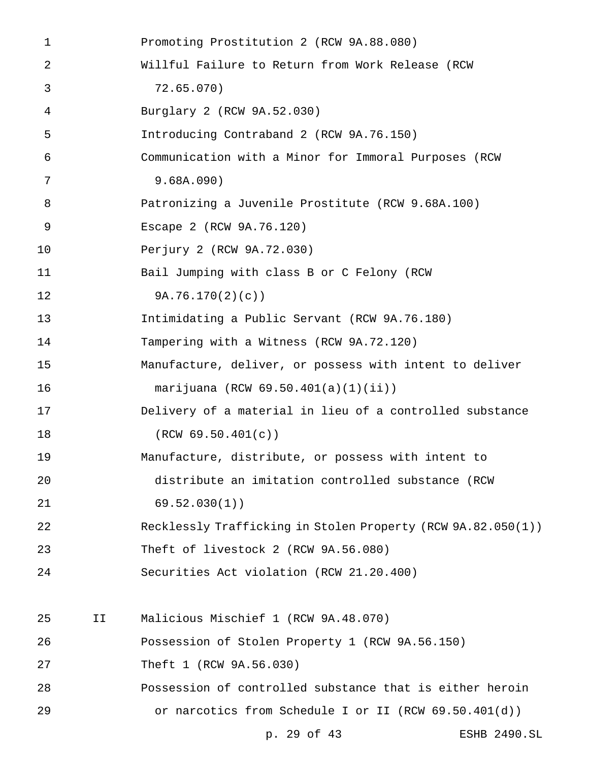Promoting Prostitution 2 (RCW 9A.88.080)
Willful Failure to Return from Work Release (RCW 72.65.070)
Burglary 2 (RCW 9A.52.030)
Introducing Contraband 2 (RCW 9A.76.150)
Communication with a Minor for Immoral Purposes (RCW 9.68A.090)
Patronizing a Juvenile Prostitute (RCW 9.68A.100)
Escape 2 (RCW 9A.76.120)
Perjury 2 (RCW 9A.72.030)
Bail Jumping with class B or C Felony (RCW 9A.76.170(2)(c))
Intimidating a Public Servant (RCW 9A.76.180)
Tampering with a Witness (RCW 9A.72.120)
Manufacture, deliver, or possess with intent to deliver marijuana (RCW 69.50.401(a)(1)(ii))
Delivery of a material in lieu of a controlled substance (RCW 69.50.401(c))
Manufacture, distribute, or possess with intent to distribute an imitation controlled substance (RCW 69.52.030(1))
Recklessly Trafficking in Stolen Property (RCW 9A.82.050(1))
Theft of livestock 2 (RCW 9A.56.080)
Securities Act violation (RCW 21.20.400)

II Malicious Mischief 1 (RCW 9A.48.070)
Possession of Stolen Property 1 (RCW 9A.56.150)
Theft 1 (RCW 9A.56.030)
Possession of controlled substance that is either heroin or narcotics from Schedule I or II (RCW 69.50.401(d))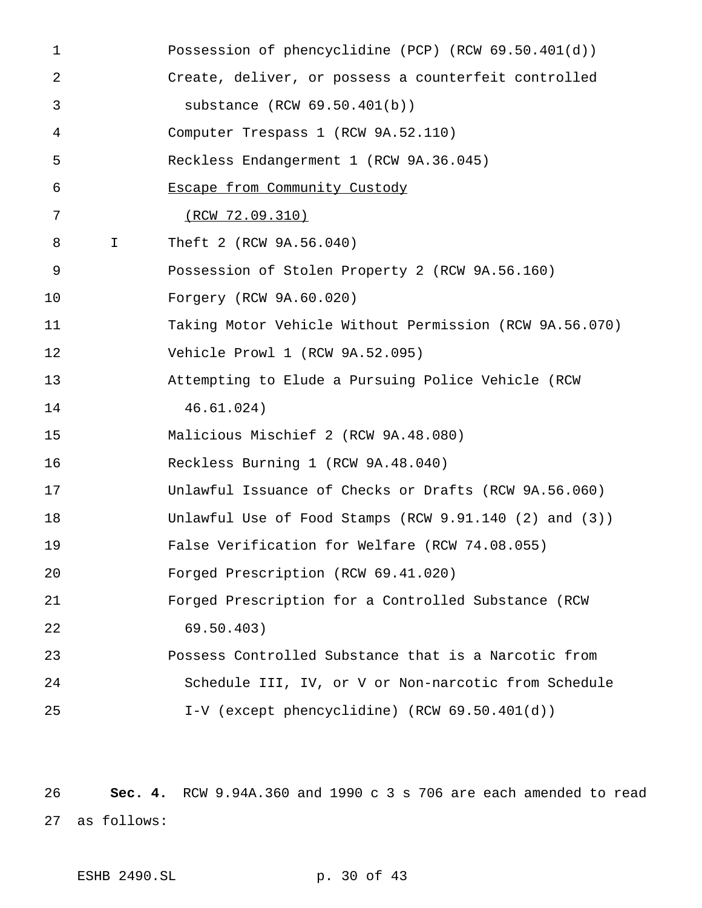Possession of phencyclidine (PCP) (RCW 69.50.401(d))
Create, deliver, or possess a counterfeit controlled substance (RCW 69.50.401(b))
Computer Trespass 1 (RCW 9A.52.110)
Reckless Endangerment 1 (RCW 9A.36.045)
<u>Escape from Community Custody (RCW 72.09.310)</u>

I Theft 2 (RCW 9A.56.040)
Possession of Stolen Property 2 (RCW 9A.56.160)
Forgery (RCW 9A.60.020)
Taking Motor Vehicle Without Permission (RCW 9A.56.070)
Vehicle Prowl 1 (RCW 9A.52.095)
Attempting to Elude a Pursuing Police Vehicle (RCW 46.61.024)
Malicious Mischief 2 (RCW 9A.48.080)
Reckless Burning 1 (RCW 9A.48.040)
Unlawful Issuance of Checks or Drafts (RCW 9A.56.060)
Unlawful Use of Food Stamps (RCW 9.91.140 (2) and (3))
False Verification for Welfare (RCW 74.08.055)
Forged Prescription (RCW 69.41.020)
Forged Prescription for a Controlled Substance (RCW 69.50.403)
Possess Controlled Substance that is a Narcotic from Schedule III, IV, or V or Non-narcotic from Schedule I-V (except phencyclidine) (RCW 69.50.401(d))

**Sec. 4.** RCW 9.94A.360 and 1990 c 3 s 706 are each amended to read as follows: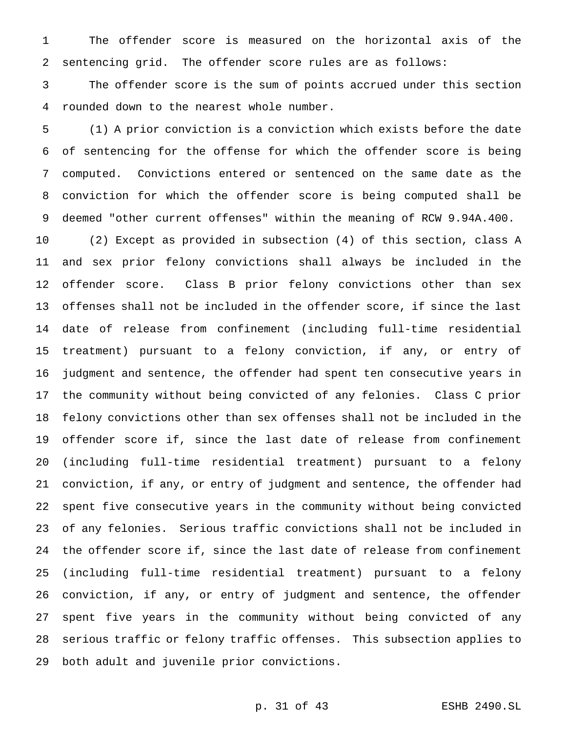The offender score is measured on the horizontal axis of the sentencing grid. The offender score rules are as follows:

The offender score is the sum of points accrued under this section rounded down to the nearest whole number.

(1) A prior conviction is a conviction which exists before the date of sentencing for the offense for which the offender score is being computed. Convictions entered or sentenced on the same date as the conviction for which the offender score is being computed shall be deemed "other current offenses" within the meaning of RCW 9.94A.400.

(2) Except as provided in subsection (4) of this section, class A and sex prior felony convictions shall always be included in the offender score. Class B prior felony convictions other than sex offenses shall not be included in the offender score, if since the last date of release from confinement (including full-time residential treatment) pursuant to a felony conviction, if any, or entry of judgment and sentence, the offender had spent ten consecutive years in the community without being convicted of any felonies. Class C prior felony convictions other than sex offenses shall not be included in the offender score if, since the last date of release from confinement (including full-time residential treatment) pursuant to a felony conviction, if any, or entry of judgment and sentence, the offender had spent five consecutive years in the community without being convicted of any felonies. Serious traffic convictions shall not be included in the offender score if, since the last date of release from confinement (including full-time residential treatment) pursuant to a felony conviction, if any, or entry of judgment and sentence, the offender spent five years in the community without being convicted of any serious traffic or felony traffic offenses. This subsection applies to both adult and juvenile prior convictions.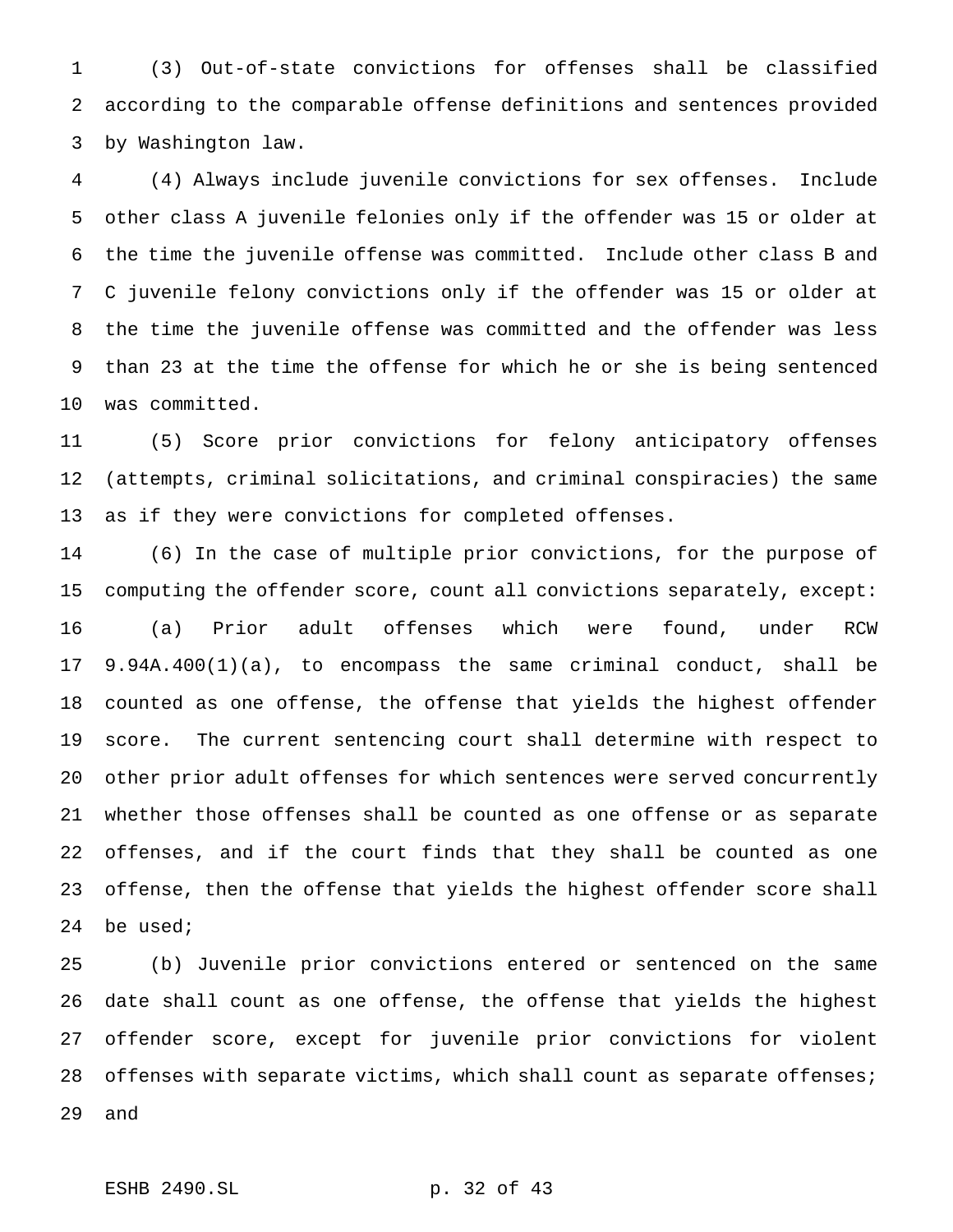(3) Out-of-state convictions for offenses shall be classified according to the comparable offense definitions and sentences provided by Washington law.

(4) Always include juvenile convictions for sex offenses. Include other class A juvenile felonies only if the offender was 15 or older at the time the juvenile offense was committed. Include other class B and C juvenile felony convictions only if the offender was 15 or older at the time the juvenile offense was committed and the offender was less than 23 at the time the offense for which he or she is being sentenced was committed.

(5) Score prior convictions for felony anticipatory offenses (attempts, criminal solicitations, and criminal conspiracies) the same as if they were convictions for completed offenses.

(6) In the case of multiple prior convictions, for the purpose of computing the offender score, count all convictions separately, except:

(a) Prior adult offenses which were found, under RCW 9.94A.400(1)(a), to encompass the same criminal conduct, shall be counted as one offense, the offense that yields the highest offender score. The current sentencing court shall determine with respect to other prior adult offenses for which sentences were served concurrently whether those offenses shall be counted as one offense or as separate offenses, and if the court finds that they shall be counted as one offense, then the offense that yields the highest offender score shall be used;

(b) Juvenile prior convictions entered or sentenced on the same date shall count as one offense, the offense that yields the highest offender score, except for juvenile prior convictions for violent offenses with separate victims, which shall count as separate offenses; and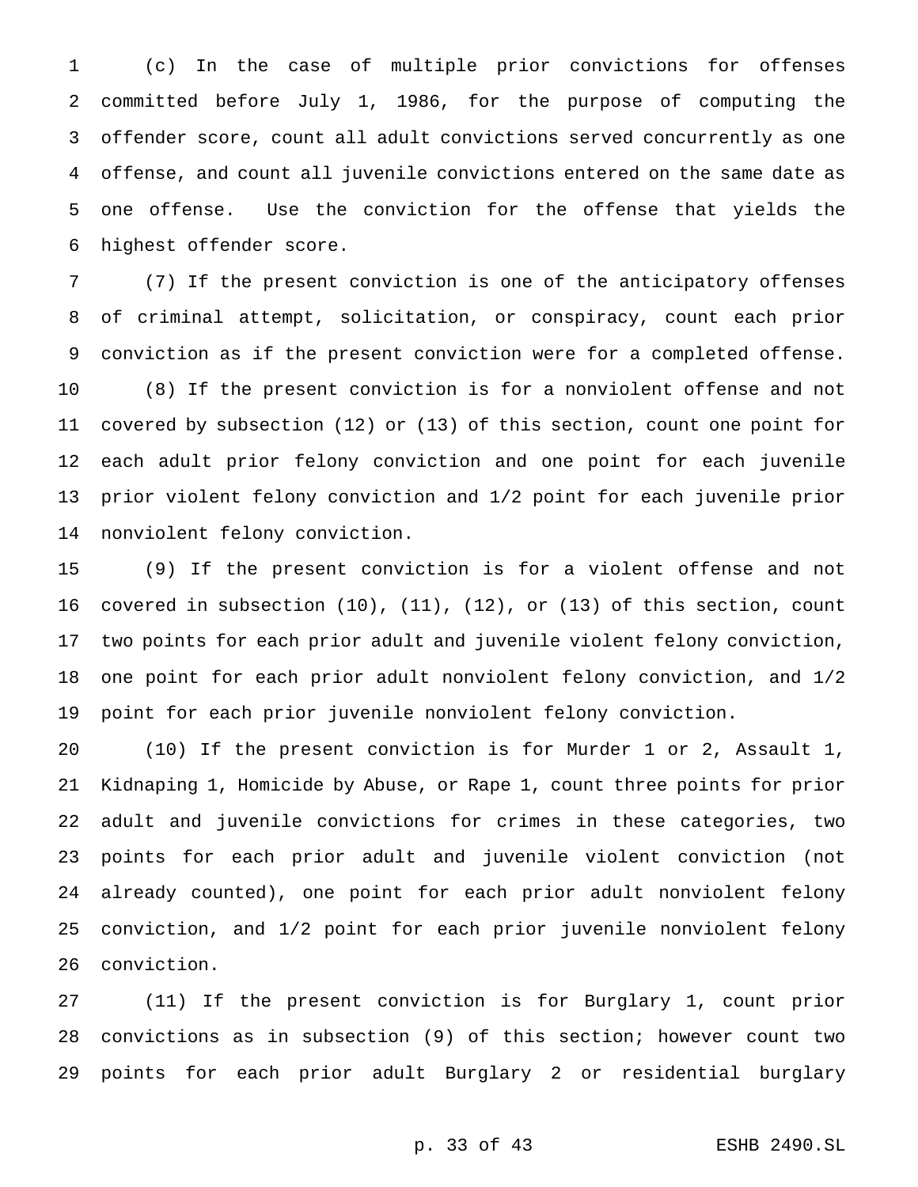(c) In the case of multiple prior convictions for offenses committed before July 1, 1986, for the purpose of computing the offender score, count all adult convictions served concurrently as one offense, and count all juvenile convictions entered on the same date as one offense. Use the conviction for the offense that yields the highest offender score.

(7) If the present conviction is one of the anticipatory offenses of criminal attempt, solicitation, or conspiracy, count each prior conviction as if the present conviction were for a completed offense.

(8) If the present conviction is for a nonviolent offense and not covered by subsection (12) or (13) of this section, count one point for each adult prior felony conviction and one point for each juvenile prior violent felony conviction and 1/2 point for each juvenile prior nonviolent felony conviction.

(9) If the present conviction is for a violent offense and not covered in subsection (10), (11), (12), or (13) of this section, count two points for each prior adult and juvenile violent felony conviction, one point for each prior adult nonviolent felony conviction, and 1/2 point for each prior juvenile nonviolent felony conviction.

(10) If the present conviction is for Murder 1 or 2, Assault 1, Kidnaping 1, Homicide by Abuse, or Rape 1, count three points for prior adult and juvenile convictions for crimes in these categories, two points for each prior adult and juvenile violent conviction (not already counted), one point for each prior adult nonviolent felony conviction, and 1/2 point for each prior juvenile nonviolent felony conviction.

(11) If the present conviction is for Burglary 1, count prior convictions as in subsection (9) of this section; however count two points for each prior adult Burglary 2 or residential burglary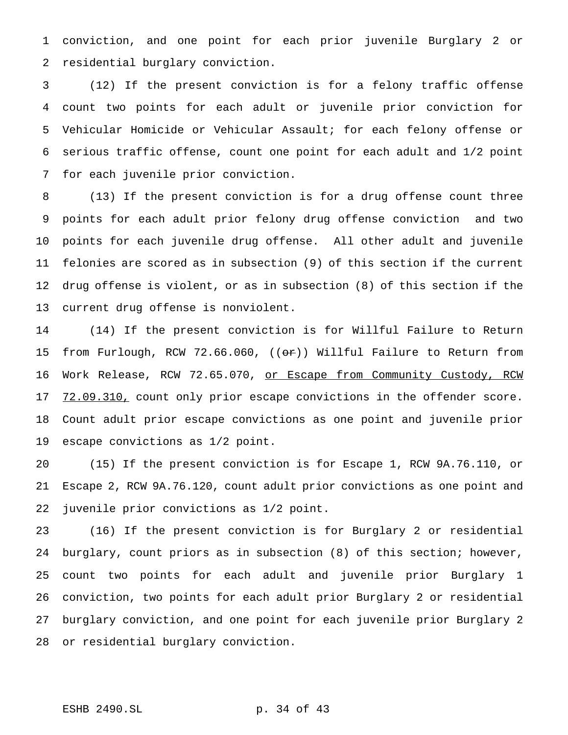conviction, and one point for each prior juvenile Burglary 2 or residential burglary conviction.

(12) If the present conviction is for a felony traffic offense count two points for each adult or juvenile prior conviction for Vehicular Homicide or Vehicular Assault; for each felony offense or serious traffic offense, count one point for each adult and 1/2 point for each juvenile prior conviction.

(13) If the present conviction is for a drug offense count three points for each adult prior felony drug offense conviction and two points for each juvenile drug offense. All other adult and juvenile felonies are scored as in subsection (9) of this section if the current drug offense is violent, or as in subsection (8) of this section if the current drug offense is nonviolent.

(14) If the present conviction is for Willful Failure to Return from Furlough, RCW 72.66.060, ((~~or~~)) Willful Failure to Return from Work Release, RCW 72.65.070, <u>or Escape from Community Custody, RCW 72.09.310,</u> count only prior escape convictions in the offender score. Count adult prior escape convictions as one point and juvenile prior escape convictions as 1/2 point.

(15) If the present conviction is for Escape 1, RCW 9A.76.110, or Escape 2, RCW 9A.76.120, count adult prior convictions as one point and juvenile prior convictions as 1/2 point.

(16) If the present conviction is for Burglary 2 or residential burglary, count priors as in subsection (8) of this section; however, count two points for each adult and juvenile prior Burglary 1 conviction, two points for each adult prior Burglary 2 or residential burglary conviction, and one point for each juvenile prior Burglary 2 or residential burglary conviction.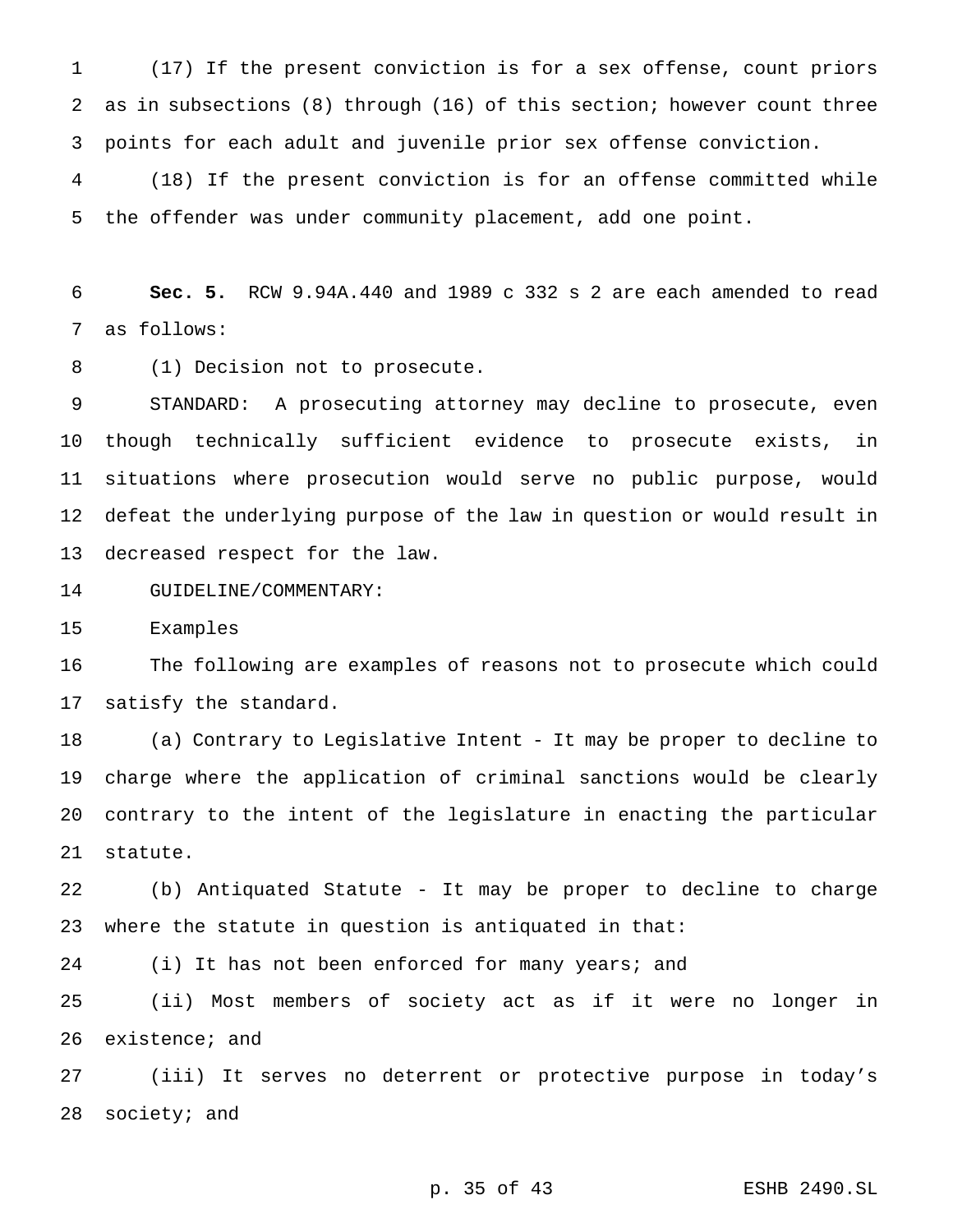(17) If the present conviction is for a sex offense, count priors as in subsections (8) through (16) of this section; however count three points for each adult and juvenile prior sex offense conviction.

(18) If the present conviction is for an offense committed while the offender was under community placement, add one point.

**Sec. 5.** RCW 9.94A.440 and 1989 c 332 s 2 are each amended to read as follows:

(1) Decision not to prosecute.

STANDARD: A prosecuting attorney may decline to prosecute, even though technically sufficient evidence to prosecute exists, in situations where prosecution would serve no public purpose, would defeat the underlying purpose of the law in question or would result in decreased respect for the law.

GUIDELINE/COMMENTARY:

Examples

The following are examples of reasons not to prosecute which could satisfy the standard.

(a) Contrary to Legislative Intent - It may be proper to decline to charge where the application of criminal sanctions would be clearly contrary to the intent of the legislature in enacting the particular statute.

(b) Antiquated Statute - It may be proper to decline to charge where the statute in question is antiquated in that:

(i) It has not been enforced for many years; and

(ii) Most members of society act as if it were no longer in existence; and

(iii) It serves no deterrent or protective purpose in today's society; and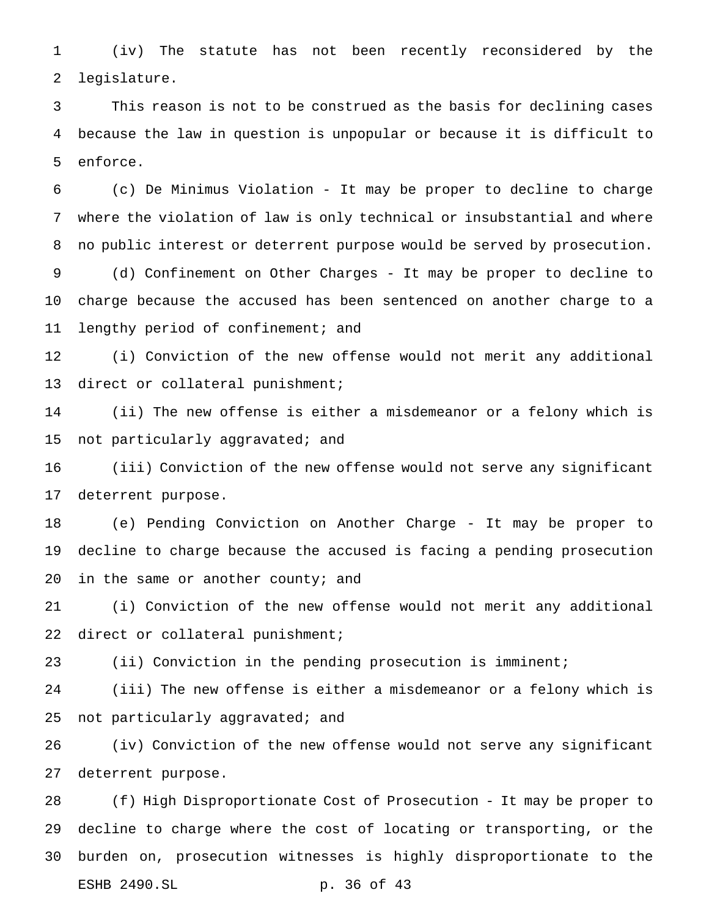(iv) The statute has not been recently reconsidered by the legislature.

This reason is not to be construed as the basis for declining cases because the law in question is unpopular or because it is difficult to enforce.

(c) De Minimus Violation - It may be proper to decline to charge where the violation of law is only technical or insubstantial and where no public interest or deterrent purpose would be served by prosecution.

(d) Confinement on Other Charges - It may be proper to decline to charge because the accused has been sentenced on another charge to a lengthy period of confinement; and

(i) Conviction of the new offense would not merit any additional direct or collateral punishment;

(ii) The new offense is either a misdemeanor or a felony which is not particularly aggravated; and

(iii) Conviction of the new offense would not serve any significant deterrent purpose.

(e) Pending Conviction on Another Charge - It may be proper to decline to charge because the accused is facing a pending prosecution in the same or another county; and

(i) Conviction of the new offense would not merit any additional direct or collateral punishment;

(ii) Conviction in the pending prosecution is imminent;

(iii) The new offense is either a misdemeanor or a felony which is not particularly aggravated; and

(iv) Conviction of the new offense would not serve any significant deterrent purpose.

(f) High Disproportionate Cost of Prosecution - It may be proper to decline to charge where the cost of locating or transporting, or the burden on, prosecution witnesses is highly disproportionate to the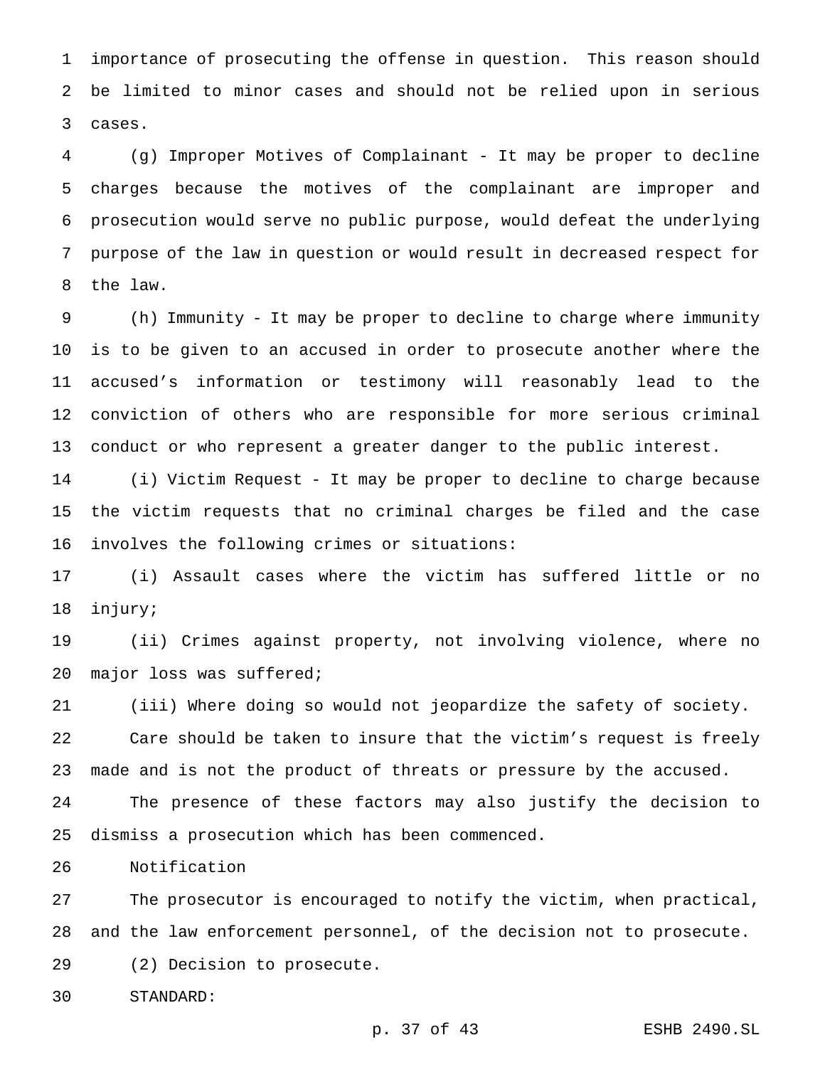importance of prosecuting the offense in question. This reason should be limited to minor cases and should not be relied upon in serious cases.

(g) Improper Motives of Complainant - It may be proper to decline charges because the motives of the complainant are improper and prosecution would serve no public purpose, would defeat the underlying purpose of the law in question or would result in decreased respect for the law.

(h) Immunity - It may be proper to decline to charge where immunity is to be given to an accused in order to prosecute another where the accused's information or testimony will reasonably lead to the conviction of others who are responsible for more serious criminal conduct or who represent a greater danger to the public interest.

(i) Victim Request - It may be proper to decline to charge because the victim requests that no criminal charges be filed and the case involves the following crimes or situations:

(i) Assault cases where the victim has suffered little or no injury;

(ii) Crimes against property, not involving violence, where no major loss was suffered;

(iii) Where doing so would not jeopardize the safety of society.

Care should be taken to insure that the victim's request is freely made and is not the product of threats or pressure by the accused.

The presence of these factors may also justify the decision to dismiss a prosecution which has been commenced.

Notification

The prosecutor is encouraged to notify the victim, when practical, and the law enforcement personnel, of the decision not to prosecute.

(2) Decision to prosecute.

STANDARD: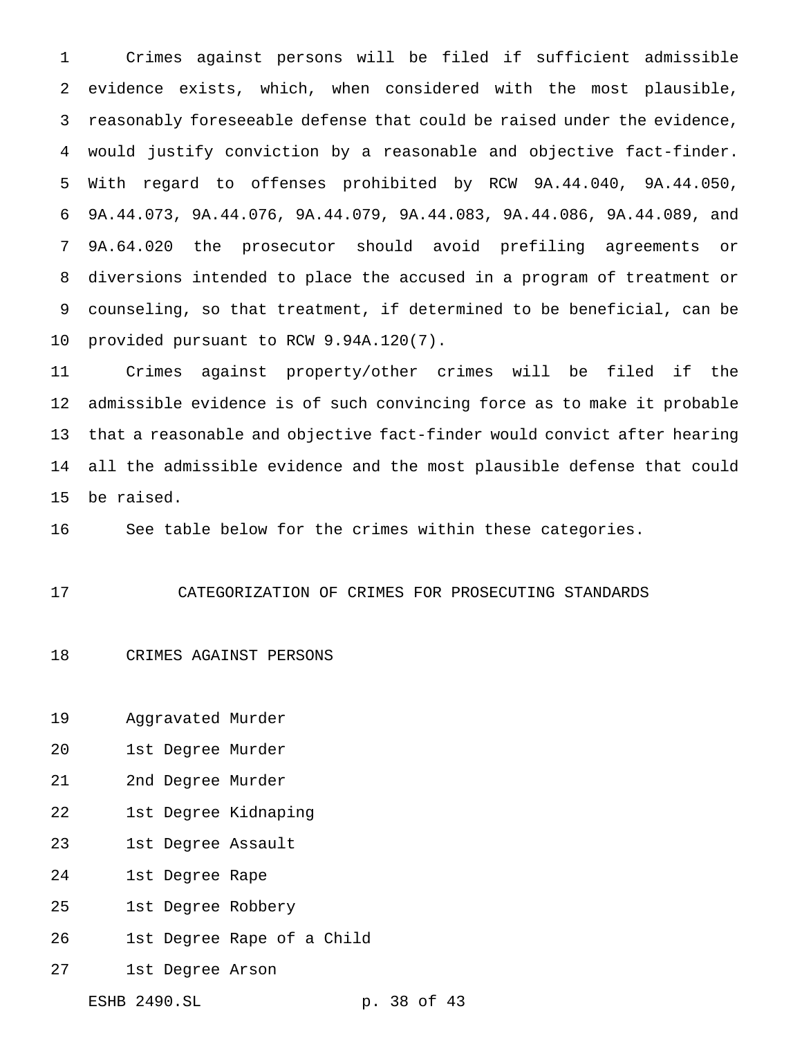Crimes against persons will be filed if sufficient admissible evidence exists, which, when considered with the most plausible, reasonably foreseeable defense that could be raised under the evidence, would justify conviction by a reasonable and objective fact-finder. With regard to offenses prohibited by RCW 9A.44.040, 9A.44.050, 9A.44.073, 9A.44.076, 9A.44.079, 9A.44.083, 9A.44.086, 9A.44.089, and 9A.64.020 the prosecutor should avoid prefiling agreements or diversions intended to place the accused in a program of treatment or counseling, so that treatment, if determined to be beneficial, can be provided pursuant to RCW 9.94A.120(7).

Crimes against property/other crimes will be filed if the admissible evidence is of such convincing force as to make it probable that a reasonable and objective fact-finder would convict after hearing all the admissible evidence and the most plausible defense that could be raised.

See table below for the crimes within these categories.

## CATEGORIZATION OF CRIMES FOR PROSECUTING STANDARDS

### CRIMES AGAINST PERSONS

Aggravated Murder

1st Degree Murder

2nd Degree Murder

1st Degree Kidnaping

1st Degree Assault

1st Degree Rape

1st Degree Robbery

1st Degree Rape of a Child

1st Degree Arson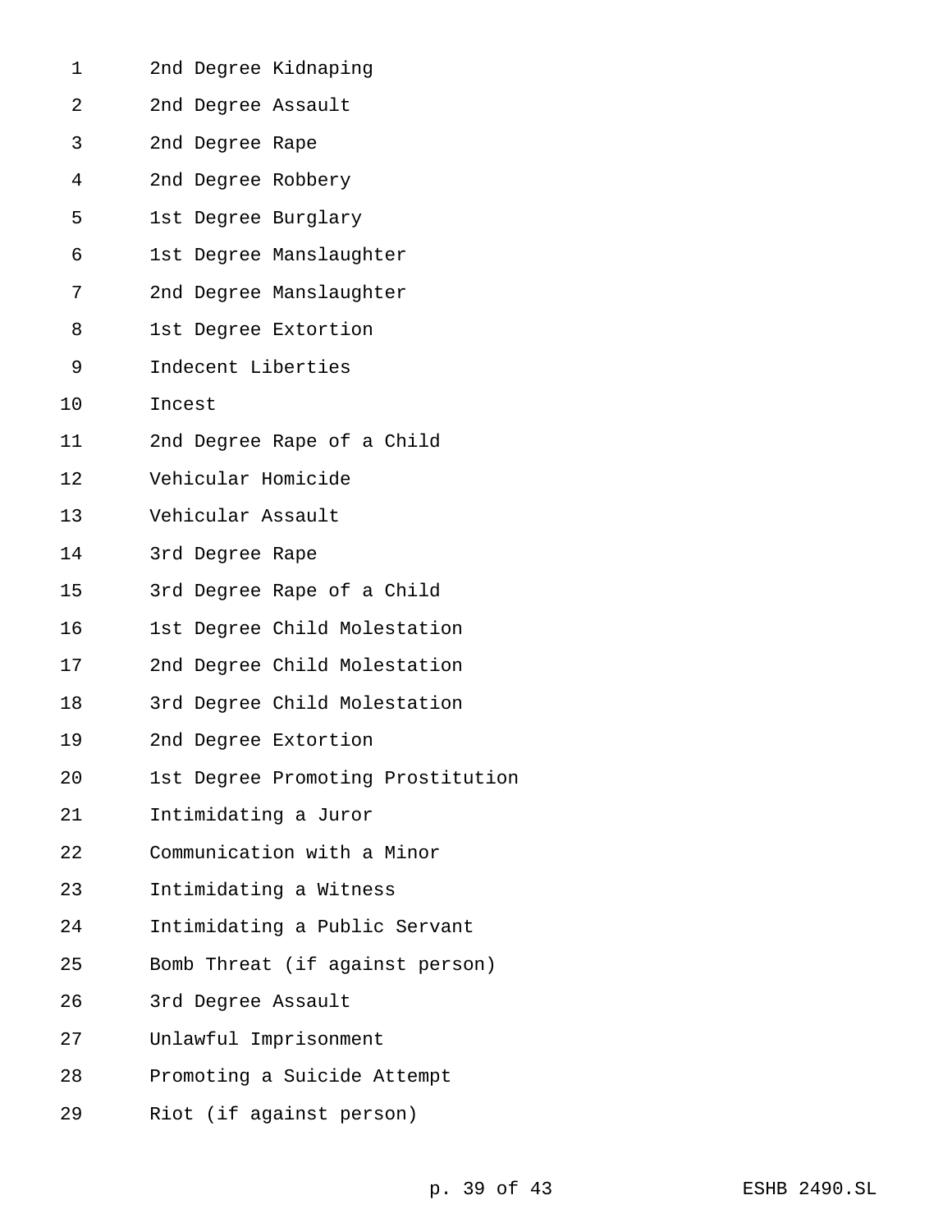2nd Degree Kidnaping
2nd Degree Assault
2nd Degree Rape
2nd Degree Robbery
1st Degree Burglary
1st Degree Manslaughter
2nd Degree Manslaughter
1st Degree Extortion
Indecent Liberties
Incest
2nd Degree Rape of a Child
Vehicular Homicide
Vehicular Assault
3rd Degree Rape
3rd Degree Rape of a Child
1st Degree Child Molestation
2nd Degree Child Molestation
3rd Degree Child Molestation
2nd Degree Extortion
1st Degree Promoting Prostitution
Intimidating a Juror
Communication with a Minor
Intimidating a Witness
Intimidating a Public Servant
Bomb Threat (if against person)
3rd Degree Assault
Unlawful Imprisonment
Promoting a Suicide Attempt
Riot (if against person)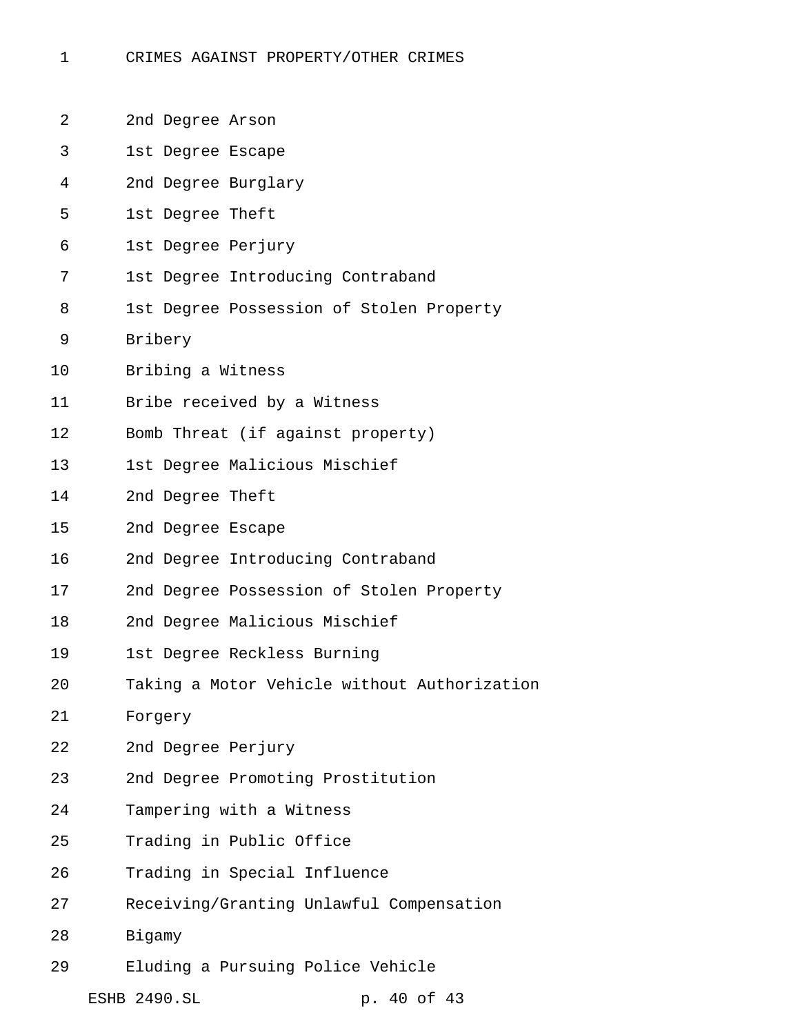CRIMES AGAINST PROPERTY/OTHER CRIMES

2nd Degree Arson
1st Degree Escape
2nd Degree Burglary
1st Degree Theft
1st Degree Perjury
1st Degree Introducing Contraband
1st Degree Possession of Stolen Property
Bribery
Bribing a Witness
Bribe received by a Witness
Bomb Threat (if against property)
1st Degree Malicious Mischief
2nd Degree Theft
2nd Degree Escape
2nd Degree Introducing Contraband
2nd Degree Possession of Stolen Property
2nd Degree Malicious Mischief
1st Degree Reckless Burning
Taking a Motor Vehicle without Authorization
Forgery
2nd Degree Perjury
2nd Degree Promoting Prostitution
Tampering with a Witness
Trading in Public Office
Trading in Special Influence
Receiving/Granting Unlawful Compensation
Bigamy
Eluding a Pursuing Police Vehicle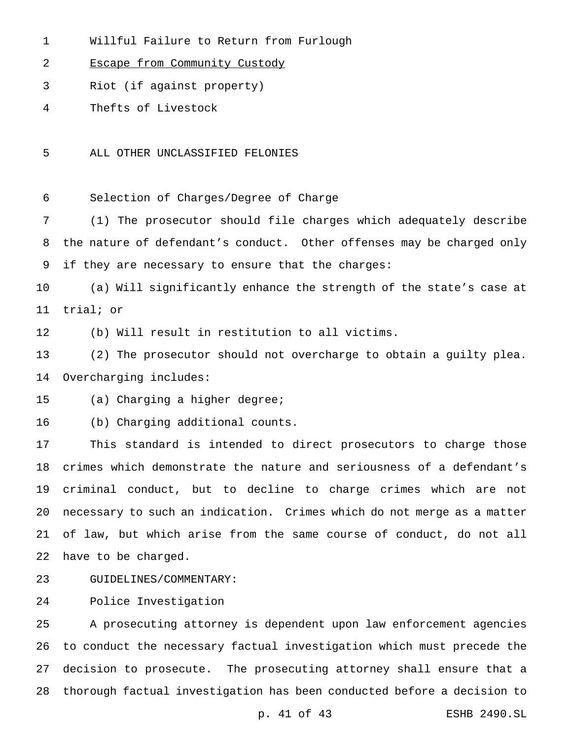Willful Failure to Return from Furlough

<u>Escape from Community Custody</u>

Riot (if against property)

Thefts of Livestock

ALL OTHER UNCLASSIFIED FELONIES

Selection of Charges/Degree of Charge

(1) The prosecutor should file charges which adequately describe the nature of defendant's conduct. Other offenses may be charged only if they are necessary to ensure that the charges:

(a) Will significantly enhance the strength of the state's case at trial; or

(b) Will result in restitution to all victims.

(2) The prosecutor should not overcharge to obtain a guilty plea. Overcharging includes:

(a) Charging a higher degree;

(b) Charging additional counts.

This standard is intended to direct prosecutors to charge those crimes which demonstrate the nature and seriousness of a defendant's criminal conduct, but to decline to charge crimes which are not necessary to such an indication. Crimes which do not merge as a matter of law, but which arise from the same course of conduct, do not all have to be charged.

GUIDELINES/COMMENTARY:

Police Investigation

A prosecuting attorney is dependent upon law enforcement agencies to conduct the necessary factual investigation which must precede the decision to prosecute. The prosecuting attorney shall ensure that a thorough factual investigation has been conducted before a decision to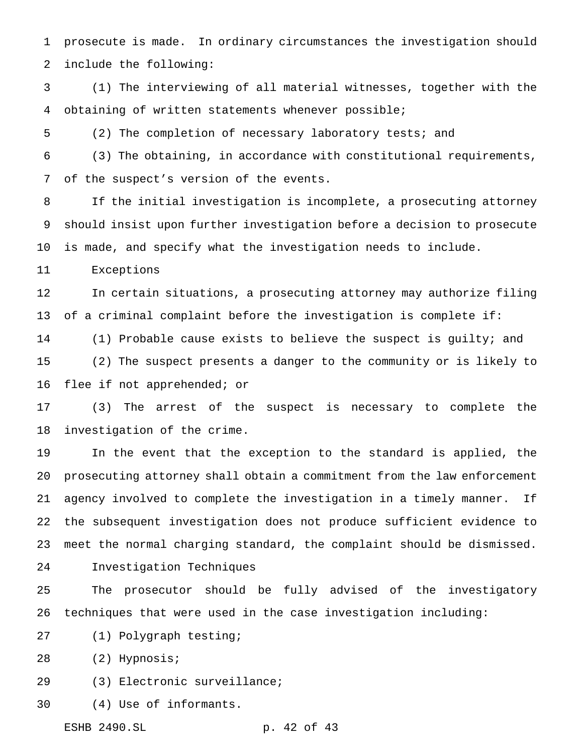prosecute is made. In ordinary circumstances the investigation should include the following:

(1) The interviewing of all material witnesses, together with the obtaining of written statements whenever possible;

(2) The completion of necessary laboratory tests; and

(3) The obtaining, in accordance with constitutional requirements, of the suspect's version of the events.

If the initial investigation is incomplete, a prosecuting attorney should insist upon further investigation before a decision to prosecute is made, and specify what the investigation needs to include.

Exceptions

In certain situations, a prosecuting attorney may authorize filing of a criminal complaint before the investigation is complete if:

(1) Probable cause exists to believe the suspect is guilty; and

(2) The suspect presents a danger to the community or is likely to flee if not apprehended; or

(3) The arrest of the suspect is necessary to complete the investigation of the crime.

In the event that the exception to the standard is applied, the prosecuting attorney shall obtain a commitment from the law enforcement agency involved to complete the investigation in a timely manner. If the subsequent investigation does not produce sufficient evidence to meet the normal charging standard, the complaint should be dismissed.

Investigation Techniques

The prosecutor should be fully advised of the investigatory techniques that were used in the case investigation including:

(1) Polygraph testing;

(2) Hypnosis;

(3) Electronic surveillance;

(4) Use of informants.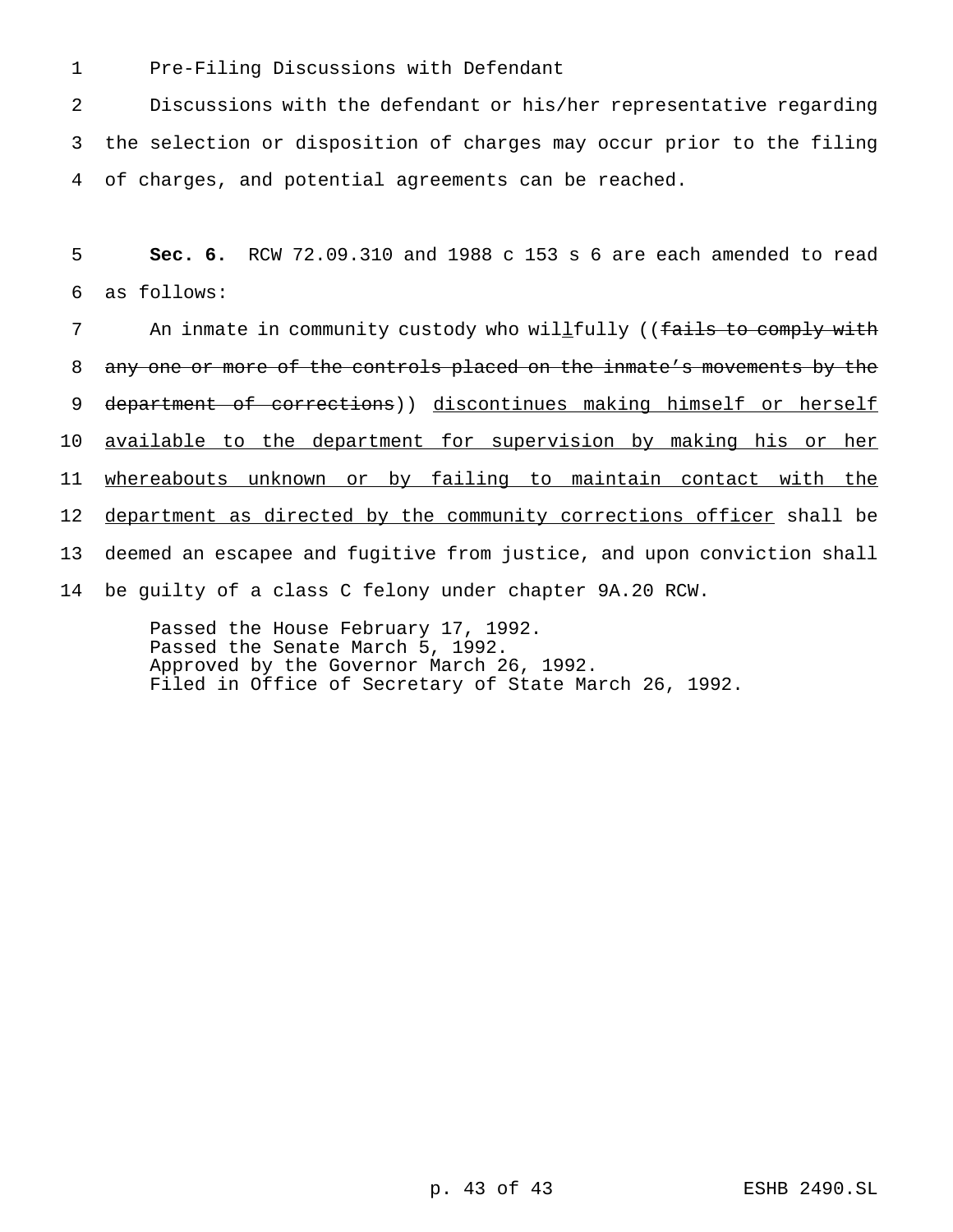Pre-Filing Discussions with Defendant

Discussions with the defendant or his/her representative regarding the selection or disposition of charges may occur prior to the filing of charges, and potential agreements can be reached.

**Sec. 6.** RCW 72.09.310 and 1988 c 153 s 6 are each amended to read as follows:

An inmate in community custody who willfully ((~~fails to comply with any one or more of the controls placed on the inmate's movements by the department of corrections~~)) discontinues making himself or herself available to the department for supervision by making his or her whereabouts unknown or by failing to maintain contact with the department as directed by the community corrections officer shall be deemed an escapee and fugitive from justice, and upon conviction shall be guilty of a class C felony under chapter 9A.20 RCW.

Passed the House February 17, 1992.
Passed the Senate March 5, 1992.
Approved by the Governor March 26, 1992.
Filed in Office of Secretary of State March 26, 1992.